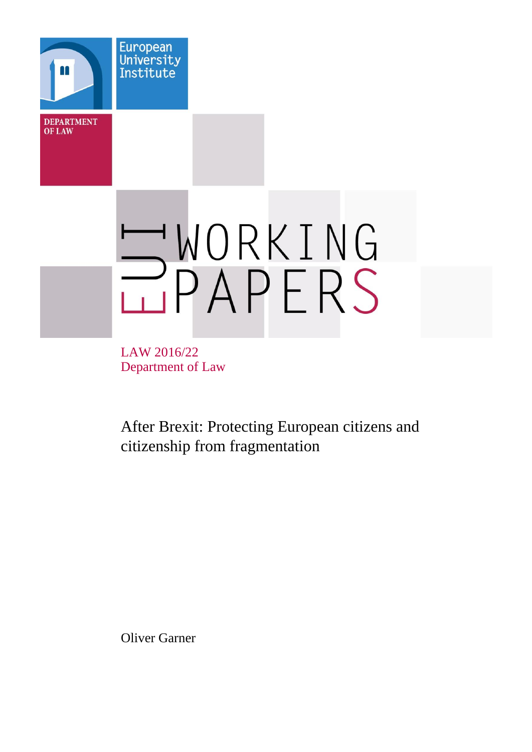European University Institute

DEPARTMENT OF LAW

EUI WORKING PAPERS

LAW 2016/22
Department of Law

# After Brexit: Protecting European citizens and citizenship from fragmentation

Oliver Garner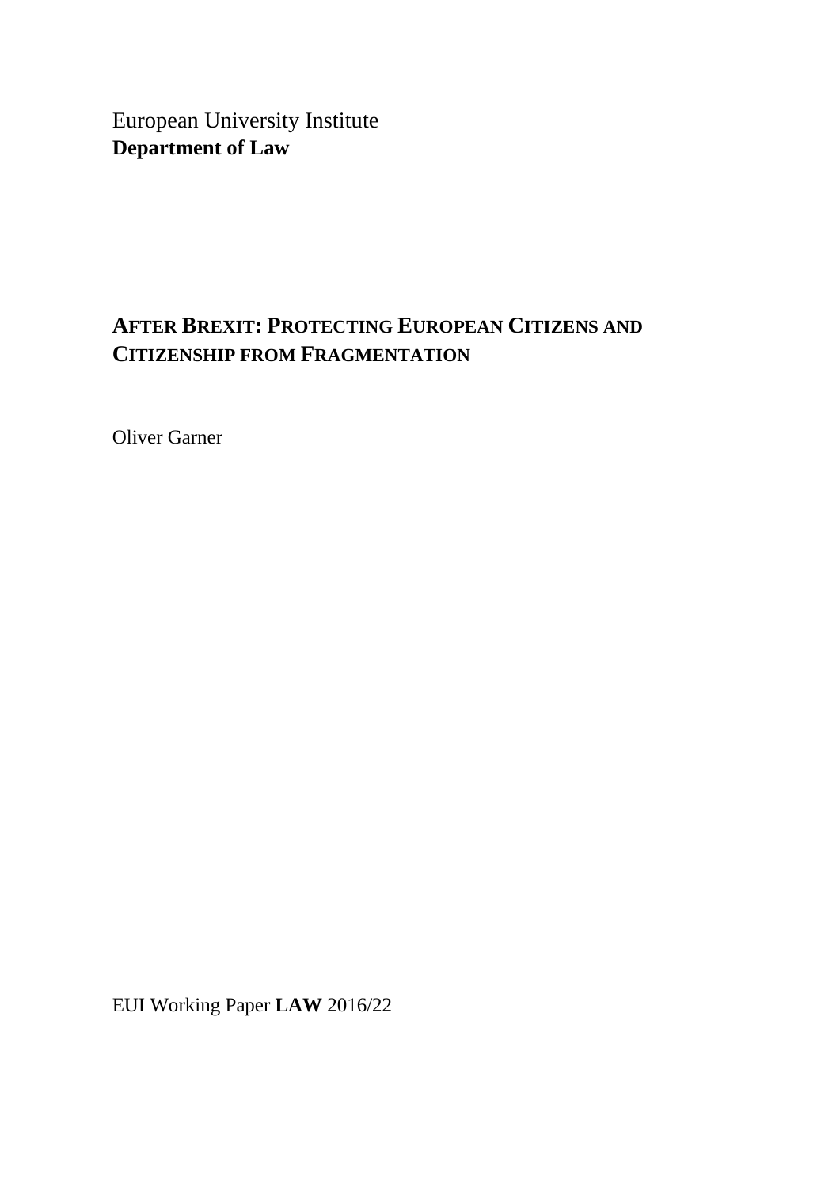European University Institute
**Department of Law**

# AFTER BREXIT: PROTECTING EUROPEAN CITIZENS AND CITIZENSHIP FROM FRAGMENTATION

Oliver Garner

EUI Working Paper **LAW** 2016/22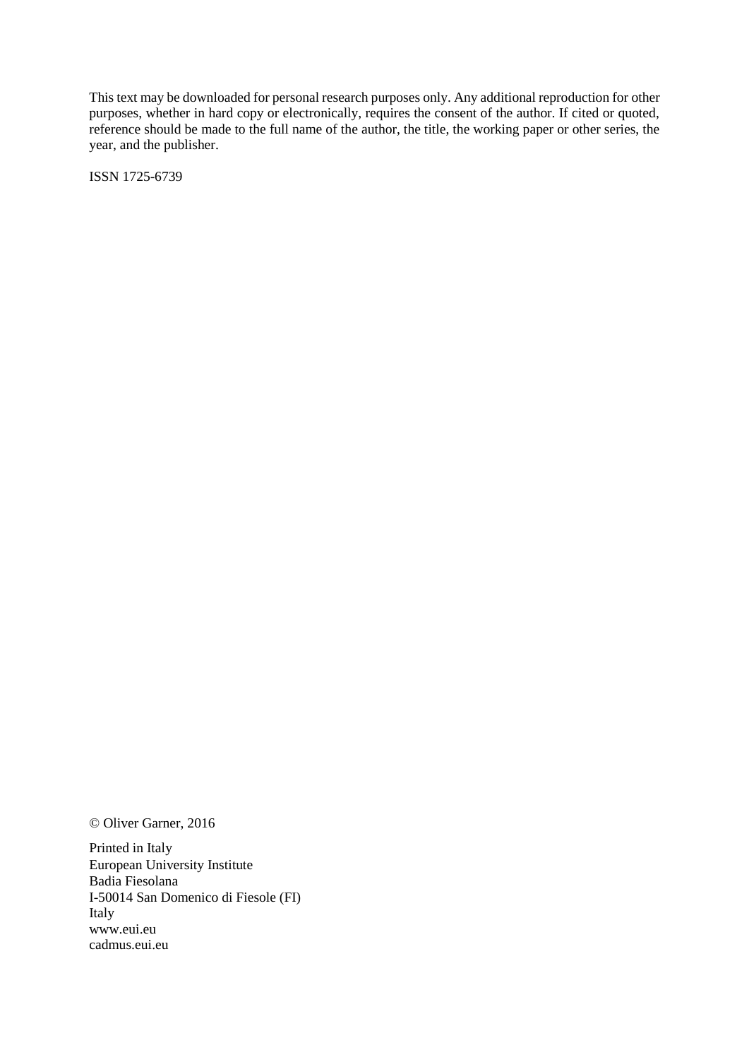This text may be downloaded for personal research purposes only. Any additional reproduction for other purposes, whether in hard copy or electronically, requires the consent of the author. If cited or quoted, reference should be made to the full name of the author, the title, the working paper or other series, the year, and the publisher.

ISSN 1725-6739

© Oliver Garner, 2016

Printed in Italy
European University Institute
Badia Fiesolana
I-50014 San Domenico di Fiesole (FI)
Italy
www.eui.eu
cadmus.eui.eu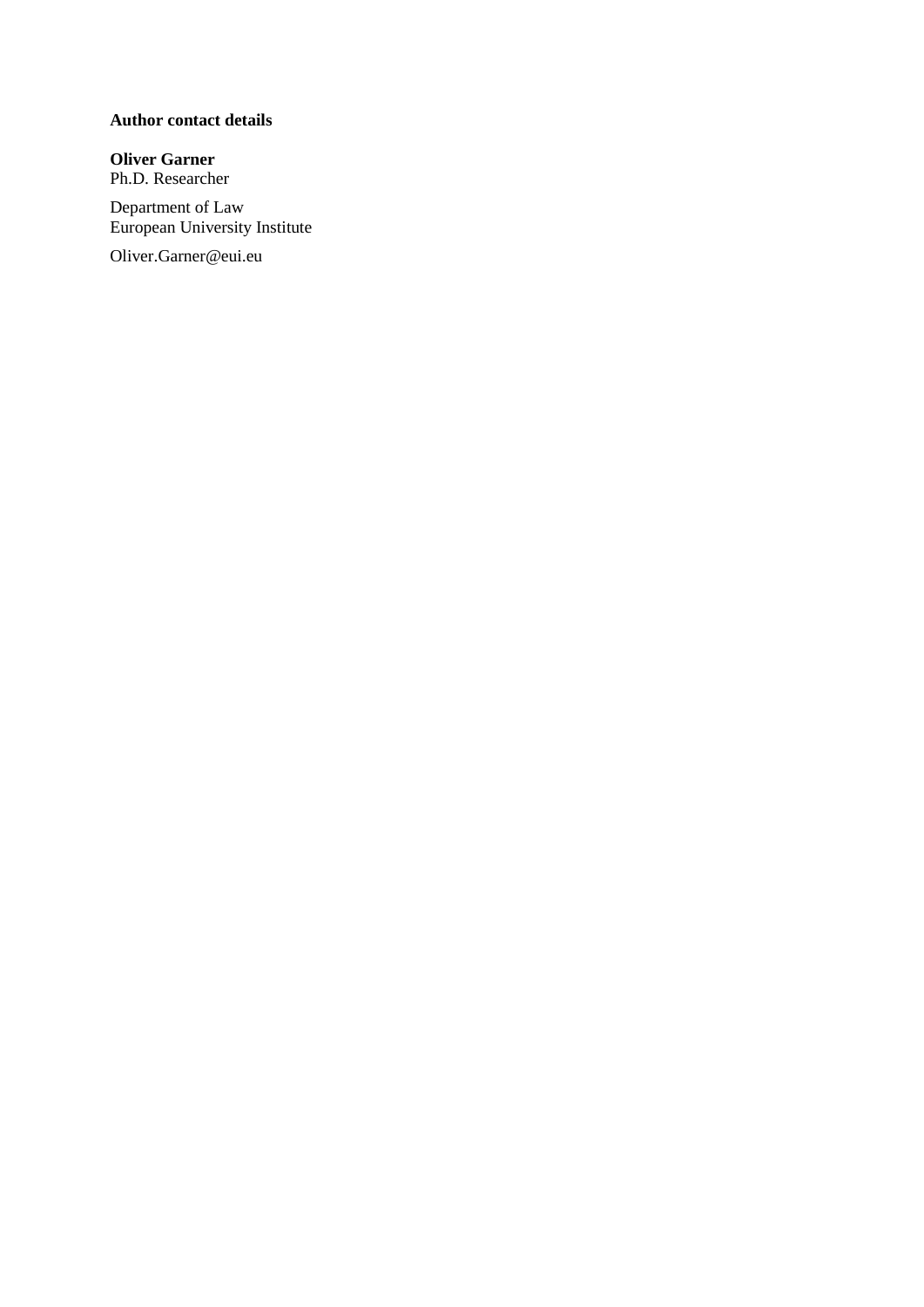**Author contact details**

**Oliver Garner**
Ph.D. Researcher

Department of Law
European University Institute

Oliver.Garner@eui.eu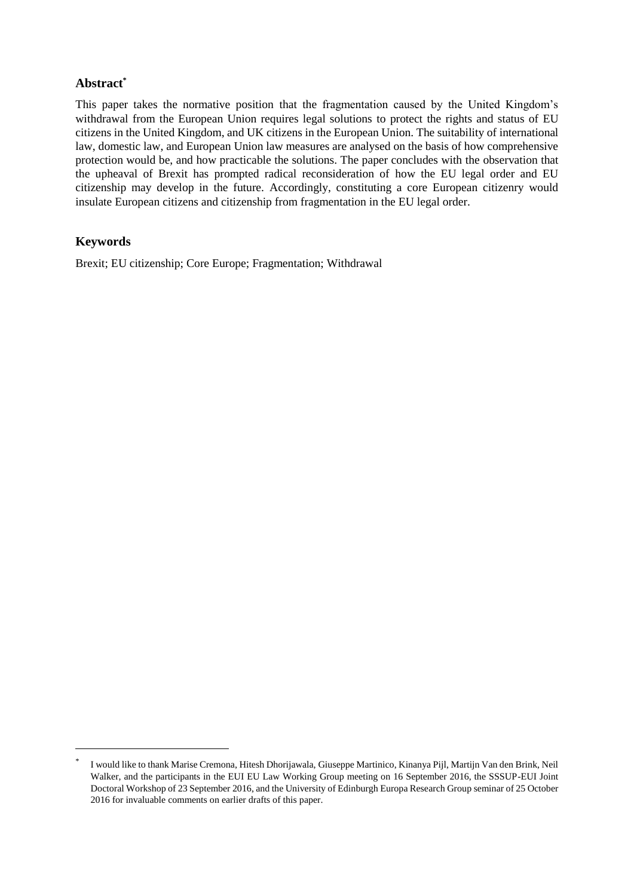## Abstract[*]

This paper takes the normative position that the fragmentation caused by the United Kingdom's withdrawal from the European Union requires legal solutions to protect the rights and status of EU citizens in the United Kingdom, and UK citizens in the European Union. The suitability of international law, domestic law, and European Union law measures are analysed on the basis of how comprehensive protection would be, and how practicable the solutions. The paper concludes with the observation that the upheaval of Brexit has prompted radical reconsideration of how the EU legal order and EU citizenship may develop in the future. Accordingly, constituting a core European citizenry would insulate European citizens and citizenship from fragmentation in the EU legal order.

## Keywords

Brexit; EU citizenship; Core Europe; Fragmentation; Withdrawal

---

[*] I would like to thank Marise Cremona, Hitesh Dhorijawala, Giuseppe Martinico, Kinanya Pijl, Martijn Van den Brink, Neil Walker, and the participants in the EUI EU Law Working Group meeting on 16 September 2016, the SSSUP-EUI Joint Doctoral Workshop of 23 September 2016, and the University of Edinburgh Europa Research Group seminar of 25 October 2016 for invaluable comments on earlier drafts of this paper.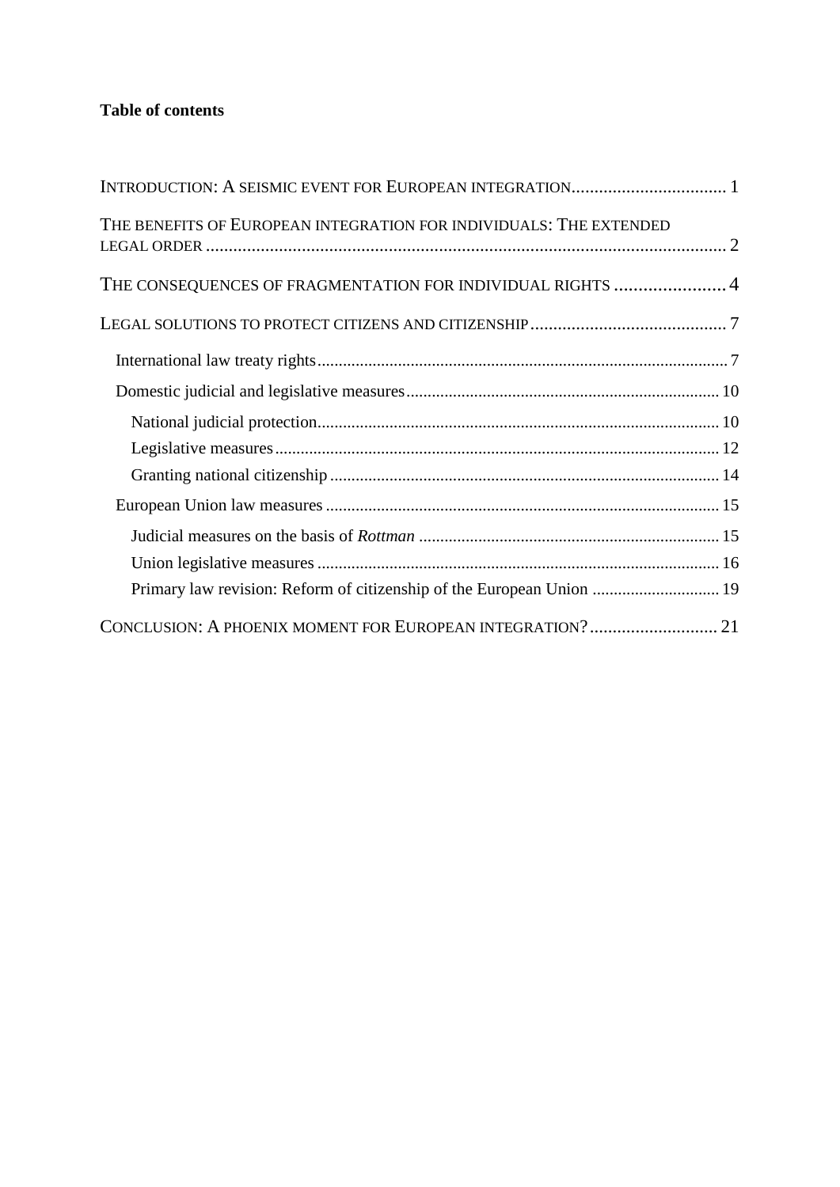**Table of contents**

INTRODUCTION: A SEISMIC EVENT FOR EUROPEAN INTEGRATION .................................. 1

THE BENEFITS OF EUROPEAN INTEGRATION FOR INDIVIDUALS: THE EXTENDED LEGAL ORDER .................................................................................................................. 2

THE CONSEQUENCES OF FRAGMENTATION FOR INDIVIDUAL RIGHTS ........................ 4

LEGAL SOLUTIONS TO PROTECT CITIZENS AND CITIZENSHIP ........................................... 7

- International law treaty rights ................................................................................................ 7
- Domestic judicial and legislative measures ......................................................................... 10
  - National judicial protection .............................................................................................. 10
  - Legislative measures ........................................................................................................ 12
  - Granting national citizenship ........................................................................................... 14
- European Union law measures ............................................................................................ 15
  - Judicial measures on the basis of *Rottman* ....................................................................... 15
  - Union legislative measures .............................................................................................. 16
  - Primary law revision: Reform of citizenship of the European Union .............................. 19

CONCLUSION: A PHOENIX MOMENT FOR EUROPEAN INTEGRATION? ............................ 21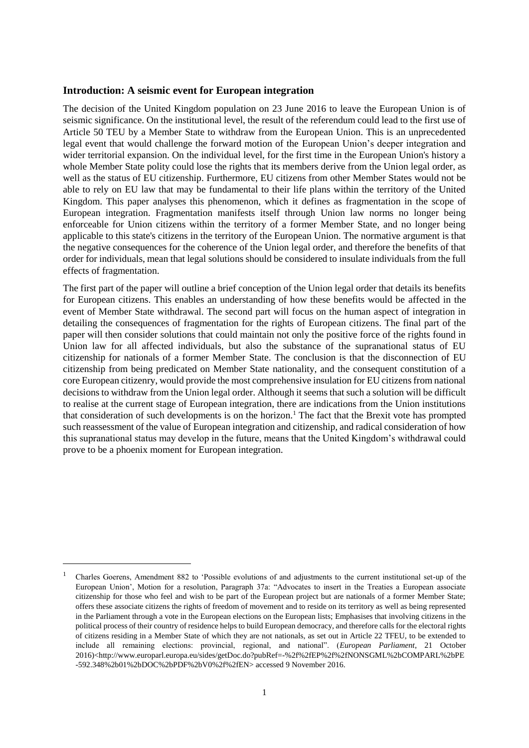## Introduction: A seismic event for European integration

The decision of the United Kingdom population on 23 June 2016 to leave the European Union is of seismic significance. On the institutional level, the result of the referendum could lead to the first use of Article 50 TEU by a Member State to withdraw from the European Union. This is an unprecedented legal event that would challenge the forward motion of the European Union's deeper integration and wider territorial expansion. On the individual level, for the first time in the European Union's history a whole Member State polity could lose the rights that its members derive from the Union legal order, as well as the status of EU citizenship. Furthermore, EU citizens from other Member States would not be able to rely on EU law that may be fundamental to their life plans within the territory of the United Kingdom. This paper analyses this phenomenon, which it defines as fragmentation in the scope of European integration. Fragmentation manifests itself through Union law norms no longer being enforceable for Union citizens within the territory of a former Member State, and no longer being applicable to this state's citizens in the territory of the European Union. The normative argument is that the negative consequences for the coherence of the Union legal order, and therefore the benefits of that order for individuals, mean that legal solutions should be considered to insulate individuals from the full effects of fragmentation.

The first part of the paper will outline a brief conception of the Union legal order that details its benefits for European citizens. This enables an understanding of how these benefits would be affected in the event of Member State withdrawal. The second part will focus on the human aspect of integration in detailing the consequences of fragmentation for the rights of European citizens. The final part of the paper will then consider solutions that could maintain not only the positive force of the rights found in Union law for all affected individuals, but also the substance of the supranational status of EU citizenship for nationals of a former Member State. The conclusion is that the disconnection of EU citizenship from being predicated on Member State nationality, and the consequent constitution of a core European citizenry, would provide the most comprehensive insulation for EU citizens from national decisions to withdraw from the Union legal order. Although it seems that such a solution will be difficult to realise at the current stage of European integration, there are indications from the Union institutions that consideration of such developments is on the horizon.[1] The fact that the Brexit vote has prompted such reassessment of the value of European integration and citizenship, and radical consideration of how this supranational status may develop in the future, means that the United Kingdom's withdrawal could prove to be a phoenix moment for European integration.

---

[1] Charles Goerens, Amendment 882 to 'Possible evolutions of and adjustments to the current institutional set-up of the European Union', Motion for a resolution, Paragraph 37a: "Advocates to insert in the Treaties a European associate citizenship for those who feel and wish to be part of the European project but are nationals of a former Member State; offers these associate citizens the rights of freedom of movement and to reside on its territory as well as being represented in the Parliament through a vote in the European elections on the European lists; Emphasises that involving citizens in the political process of their country of residence helps to build European democracy, and therefore calls for the electoral rights of citizens residing in a Member State of which they are not nationals, as set out in Article 22 TFEU, to be extended to include all remaining elections: provincial, regional, and national". (*European Parliament*, 21 October 2016)<http://www.europarl.europa.eu/sides/getDoc.do?pubRef=-%2f%2fEP%2f%2fNONSGML%2bCOMPARL%2bPE-592.348%2b01%2bDOC%2bPDF%2bV0%2f%2fEN> accessed 9 November 2016.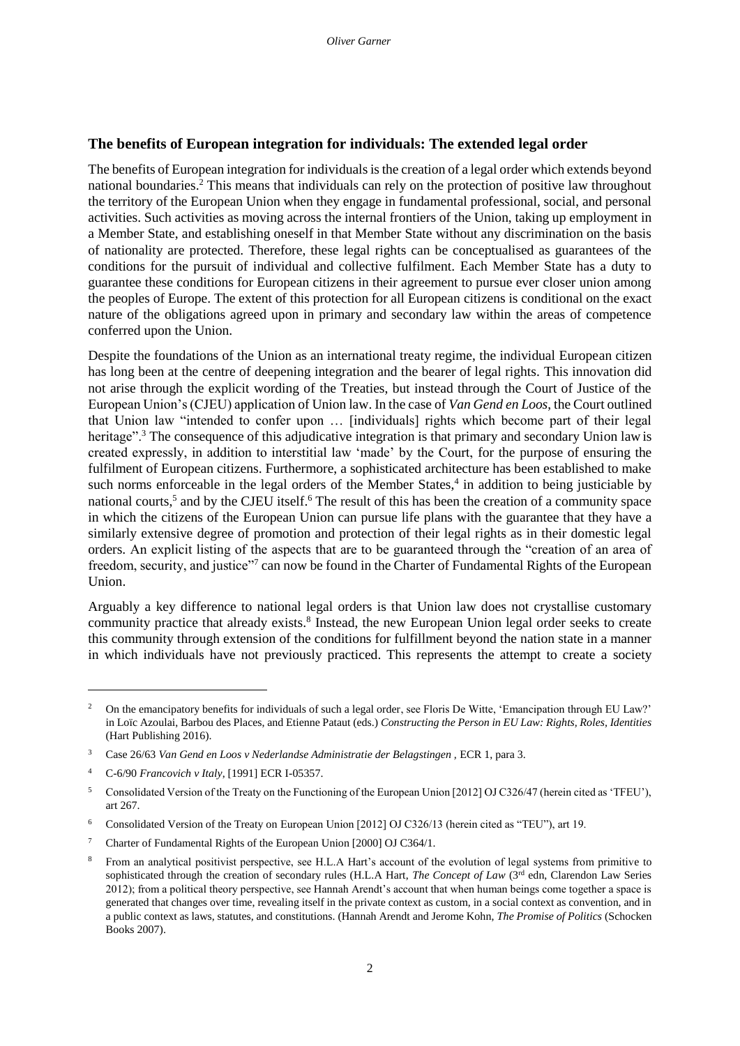## The benefits of European integration for individuals: The extended legal order

The benefits of European integration for individuals is the creation of a legal order which extends beyond national boundaries.[2] This means that individuals can rely on the protection of positive law throughout the territory of the European Union when they engage in fundamental professional, social, and personal activities. Such activities as moving across the internal frontiers of the Union, taking up employment in a Member State, and establishing oneself in that Member State without any discrimination on the basis of nationality are protected. Therefore, these legal rights can be conceptualised as guarantees of the conditions for the pursuit of individual and collective fulfilment. Each Member State has a duty to guarantee these conditions for European citizens in their agreement to pursue ever closer union among the peoples of Europe. The extent of this protection for all European citizens is conditional on the exact nature of the obligations agreed upon in primary and secondary law within the areas of competence conferred upon the Union.

Despite the foundations of the Union as an international treaty regime, the individual European citizen has long been at the centre of deepening integration and the bearer of legal rights. This innovation did not arise through the explicit wording of the Treaties, but instead through the Court of Justice of the European Union's (CJEU) application of Union law. In the case of *Van Gend en Loos*, the Court outlined that Union law "intended to confer upon … [individuals] rights which become part of their legal heritage".[3] The consequence of this adjudicative integration is that primary and secondary Union law is created expressly, in addition to interstitial law 'made' by the Court, for the purpose of ensuring the fulfilment of European citizens. Furthermore, a sophisticated architecture has been established to make such norms enforceable in the legal orders of the Member States,[4] in addition to being justiciable by national courts,[5] and by the CJEU itself.[6] The result of this has been the creation of a community space in which the citizens of the European Union can pursue life plans with the guarantee that they have a similarly extensive degree of promotion and protection of their legal rights as in their domestic legal orders. An explicit listing of the aspects that are to be guaranteed through the "creation of an area of freedom, security, and justice"[7] can now be found in the Charter of Fundamental Rights of the European Union.

Arguably a key difference to national legal orders is that Union law does not crystallise customary community practice that already exists.[8] Instead, the new European Union legal order seeks to create this community through extension of the conditions for fulfillment beyond the nation state in a manner in which individuals have not previously practiced. This represents the attempt to create a society

---

[2] On the emancipatory benefits for individuals of such a legal order, see Floris De Witte, 'Emancipation through EU Law?' in Loïc Azoulai, Barbou des Places, and Etienne Pataut (eds.) *Constructing the Person in EU Law: Rights, Roles, Identities* (Hart Publishing 2016).

[3] Case 26/63 *Van Gend en Loos v Nederlandse Administratie der Belagstingen* , ECR 1, para 3.

[4] C-6/90 *Francovich v Italy*, [1991] ECR I-05357.

[5] Consolidated Version of the Treaty on the Functioning of the European Union [2012] OJ C326/47 (herein cited as 'TFEU'), art 267.

[6] Consolidated Version of the Treaty on European Union [2012] OJ C326/13 (herein cited as "TEU"), art 19.

[7] Charter of Fundamental Rights of the European Union [2000] OJ C364/1.

[8] From an analytical positivist perspective, see H.L.A Hart's account of the evolution of legal systems from primitive to sophisticated through the creation of secondary rules (H.L.A Hart, *The Concept of Law* (3rd edn, Clarendon Law Series 2012); from a political theory perspective, see Hannah Arendt's account that when human beings come together a space is generated that changes over time, revealing itself in the private context as custom, in a social context as convention, and in a public context as laws, statutes, and constitutions. (Hannah Arendt and Jerome Kohn, *The Promise of Politics* (Schocken Books 2007).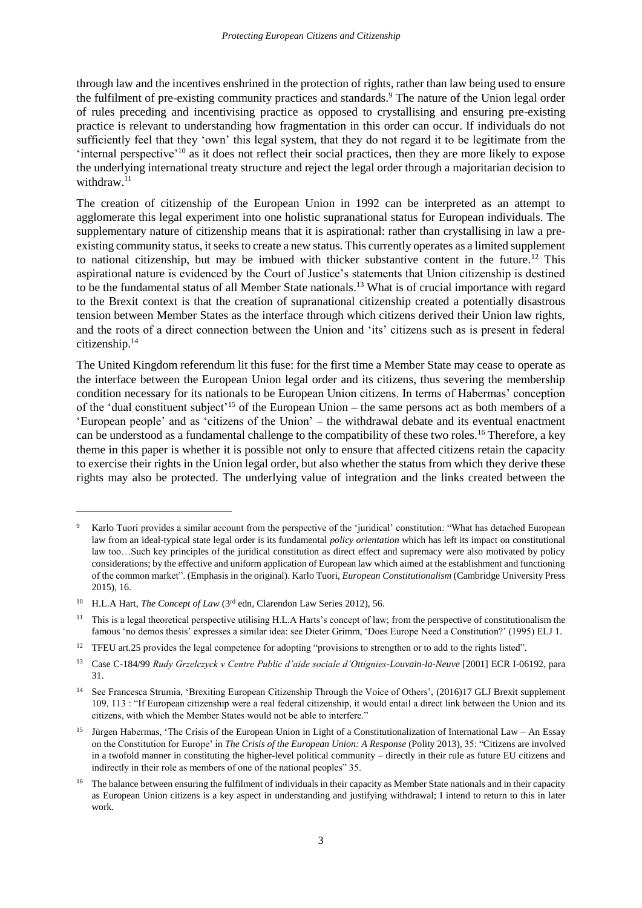through law and the incentives enshrined in the protection of rights, rather than law being used to ensure the fulfilment of pre-existing community practices and standards.[9] The nature of the Union legal order of rules preceding and incentivising practice as opposed to crystallising and ensuring pre-existing practice is relevant to understanding how fragmentation in this order can occur. If individuals do not sufficiently feel that they 'own' this legal system, that they do not regard it to be legitimate from the 'internal perspective'[10] as it does not reflect their social practices, then they are more likely to expose the underlying international treaty structure and reject the legal order through a majoritarian decision to withdraw.[11]

The creation of citizenship of the European Union in 1992 can be interpreted as an attempt to agglomerate this legal experiment into one holistic supranational status for European individuals. The supplementary nature of citizenship means that it is aspirational: rather than crystallising in law a pre-existing community status, it seeks to create a new status. This currently operates as a limited supplement to national citizenship, but may be imbued with thicker substantive content in the future.[12] This aspirational nature is evidenced by the Court of Justice's statements that Union citizenship is destined to be the fundamental status of all Member State nationals.[13] What is of crucial importance with regard to the Brexit context is that the creation of supranational citizenship created a potentially disastrous tension between Member States as the interface through which citizens derived their Union law rights, and the roots of a direct connection between the Union and 'its' citizens such as is present in federal citizenship.[14]

The United Kingdom referendum lit this fuse: for the first time a Member State may cease to operate as the interface between the European Union legal order and its citizens, thus severing the membership condition necessary for its nationals to be European Union citizens. In terms of Habermas' conception of the 'dual constituent subject'[15] of the European Union – the same persons act as both members of a 'European people' and as 'citizens of the Union' – the withdrawal debate and its eventual enactment can be understood as a fundamental challenge to the compatibility of these two roles.[16] Therefore, a key theme in this paper is whether it is possible not only to ensure that affected citizens retain the capacity to exercise their rights in the Union legal order, but also whether the status from which they derive these rights may also be protected. The underlying value of integration and the links created between the

---

[9] Karlo Tuori provides a similar account from the perspective of the 'juridical' constitution: "What has detached European law from an ideal-typical state legal order is its fundamental *policy orientation* which has left its impact on constitutional law too…Such key principles of the juridical constitution as direct effect and supremacy were also motivated by policy considerations; by the effective and uniform application of European law which aimed at the establishment and functioning of the common market". (Emphasis in the original). Karlo Tuori, *European Constitutionalism* (Cambridge University Press 2015), 16.

[10] H.L.A Hart, *The Concept of Law* (3rd edn, Clarendon Law Series 2012), 56.

[11] This is a legal theoretical perspective utilising H.L.A Harts's concept of law; from the perspective of constitutionalism the famous 'no demos thesis' expresses a similar idea: see Dieter Grimm, 'Does Europe Need a Constitution?' (1995) ELJ 1.

[12] TFEU art.25 provides the legal competence for adopting "provisions to strengthen or to add to the rights listed".

[13] Case C-184/99 *Rudy Grzelczyck v Centre Public d'aide sociale d'Ottignies-Louvain-la-Neuve* [2001] ECR I-06192, para 31.

[14] See Francesca Strumia, 'Brexiting European Citizenship Through the Voice of Others', (2016)17 GLJ Brexit supplement 109, 113 : "If European citizenship were a real federal citizenship, it would entail a direct link between the Union and its citizens, with which the Member States would not be able to interfere."

[15] Jürgen Habermas, 'The Crisis of the European Union in Light of a Constitutionalization of International Law – An Essay on the Constitution for Europe' in *The Crisis of the European Union: A Response* (Polity 2013), 35: "Citizens are involved in a twofold manner in constituting the higher-level political community – directly in their rule as future EU citizens and indirectly in their role as members of one of the national peoples" 35.

[16] The balance between ensuring the fulfilment of individuals in their capacity as Member State nationals and in their capacity as European Union citizens is a key aspect in understanding and justifying withdrawal; I intend to return to this in later work.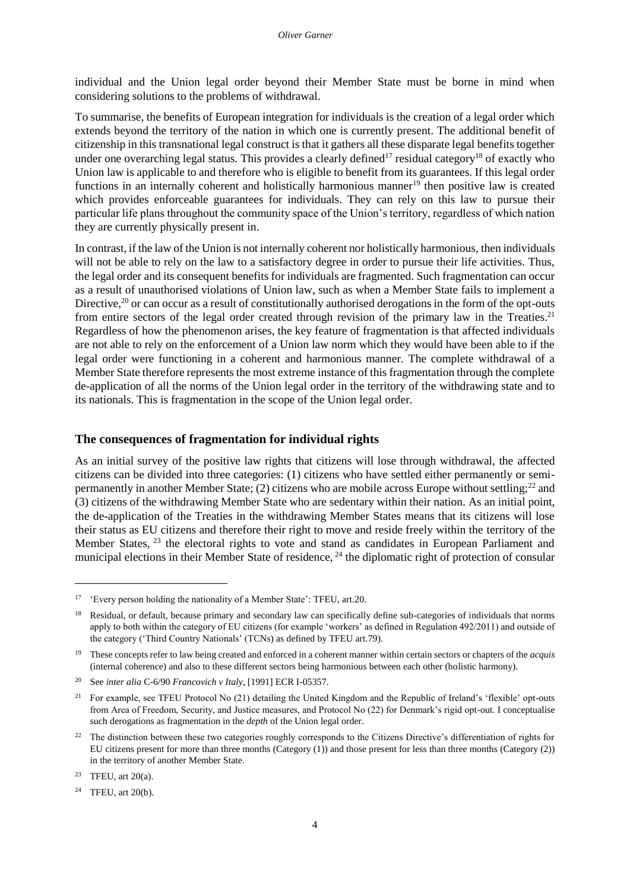individual and the Union legal order beyond their Member State must be borne in mind when considering solutions to the problems of withdrawal.

To summarise, the benefits of European integration for individuals is the creation of a legal order which extends beyond the territory of the nation in which one is currently present. The additional benefit of citizenship in this transnational legal construct is that it gathers all these disparate legal benefits together under one overarching legal status. This provides a clearly defined[17] residual category[18] of exactly who Union law is applicable to and therefore who is eligible to benefit from its guarantees. If this legal order functions in an internally coherent and holistically harmonious manner[19] then positive law is created which provides enforceable guarantees for individuals. They can rely on this law to pursue their particular life plans throughout the community space of the Union's territory, regardless of which nation they are currently physically present in.

In contrast, if the law of the Union is not internally coherent nor holistically harmonious, then individuals will not be able to rely on the law to a satisfactory degree in order to pursue their life activities. Thus, the legal order and its consequent benefits for individuals are fragmented. Such fragmentation can occur as a result of unauthorised violations of Union law, such as when a Member State fails to implement a Directive,[20] or can occur as a result of constitutionally authorised derogations in the form of the opt-outs from entire sectors of the legal order created through revision of the primary law in the Treaties.[21] Regardless of how the phenomenon arises, the key feature of fragmentation is that affected individuals are not able to rely on the enforcement of a Union law norm which they would have been able to if the legal order were functioning in a coherent and harmonious manner. The complete withdrawal of a Member State therefore represents the most extreme instance of this fragmentation through the complete de-application of all the norms of the Union legal order in the territory of the withdrawing state and to its nationals. This is fragmentation in the scope of the Union legal order.

## The consequences of fragmentation for individual rights

As an initial survey of the positive law rights that citizens will lose through withdrawal, the affected citizens can be divided into three categories: (1) citizens who have settled either permanently or semi-permanently in another Member State; (2) citizens who are mobile across Europe without settling;[22] and (3) citizens of the withdrawing Member State who are sedentary within their nation. As an initial point, the de-application of the Treaties in the withdrawing Member States means that its citizens will lose their status as EU citizens and therefore their right to move and reside freely within the territory of the Member States, [23] the electoral rights to vote and stand as candidates in European Parliament and municipal elections in their Member State of residence, [24] the diplomatic right of protection of consular

---

[17] 'Every person holding the nationality of a Member State': TFEU, art.20.

[18] Residual, or default, because primary and secondary law can specifically define sub-categories of individuals that norms apply to both within the category of EU citizens (for example 'workers' as defined in Regulation 492/2011) and outside of the category ('Third Country Nationals' (TCNs) as defined by TFEU art.79).

[19] These concepts refer to law being created and enforced in a coherent manner within certain sectors or chapters of the *acquis* (internal coherence) and also to these different sectors being harmonious between each other (holistic harmony).

[20] See *inter alia* C-6/90 *Francovich v Italy*, [1991] ECR I-05357.

[21] For example, see TFEU Protocol No (21) detailing the United Kingdom and the Republic of Ireland's 'flexible' opt-outs from Area of Freedom, Security, and Justice measures, and Protocol No (22) for Denmark's rigid opt-out. I conceptualise such derogations as fragmentation in the *depth* of the Union legal order.

[22] The distinction between these two categories roughly corresponds to the Citizens Directive's differentiation of rights for EU citizens present for more than three months (Category (1)) and those present for less than three months (Category (2)) in the territory of another Member State.

[23] TFEU, art 20(a).

[24] TFEU, art 20(b).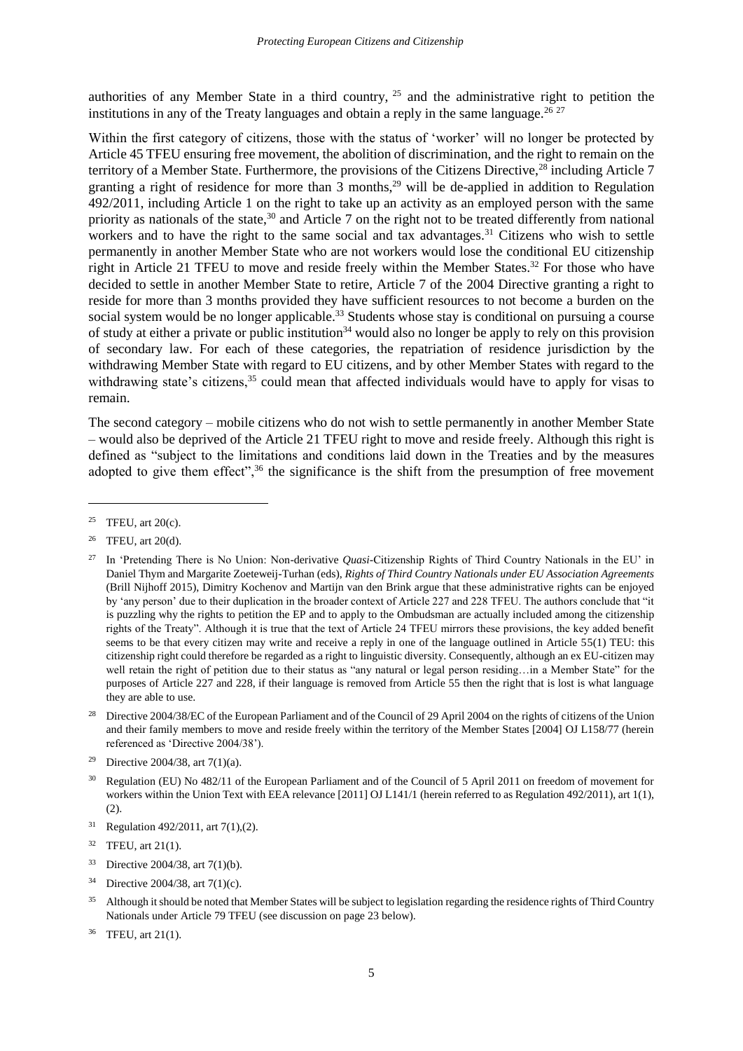authorities of any Member State in a third country, [25] and the administrative right to petition the institutions in any of the Treaty languages and obtain a reply in the same language.[26] [27]

Within the first category of citizens, those with the status of 'worker' will no longer be protected by Article 45 TFEU ensuring free movement, the abolition of discrimination, and the right to remain on the territory of a Member State. Furthermore, the provisions of the Citizens Directive,[28] including Article 7 granting a right of residence for more than 3 months,[29] will be de-applied in addition to Regulation 492/2011, including Article 1 on the right to take up an activity as an employed person with the same priority as nationals of the state,[30] and Article 7 on the right not to be treated differently from national workers and to have the right to the same social and tax advantages.[31] Citizens who wish to settle permanently in another Member State who are not workers would lose the conditional EU citizenship right in Article 21 TFEU to move and reside freely within the Member States.[32] For those who have decided to settle in another Member State to retire, Article 7 of the 2004 Directive granting a right to reside for more than 3 months provided they have sufficient resources to not become a burden on the social system would be no longer applicable.[33] Students whose stay is conditional on pursuing a course of study at either a private or public institution[34] would also no longer be apply to rely on this provision of secondary law. For each of these categories, the repatriation of residence jurisdiction by the withdrawing Member State with regard to EU citizens, and by other Member States with regard to the withdrawing state's citizens,[35] could mean that affected individuals would have to apply for visas to remain.

The second category – mobile citizens who do not wish to settle permanently in another Member State – would also be deprived of the Article 21 TFEU right to move and reside freely. Although this right is defined as "subject to the limitations and conditions laid down in the Treaties and by the measures adopted to give them effect",[36] the significance is the shift from the presumption of free movement

---

[25] TFEU, art 20(c).

[26] TFEU, art 20(d).

[27] In 'Pretending There is No Union: Non-derivative *Quasi*-Citizenship Rights of Third Country Nationals in the EU' in Daniel Thym and Margarite Zoeteweij-Turhan (eds), *Rights of Third Country Nationals under EU Association Agreements* (Brill Nijhoff 2015), Dimitry Kochenov and Martijn van den Brink argue that these administrative rights can be enjoyed by 'any person' due to their duplication in the broader context of Article 227 and 228 TFEU. The authors conclude that "it is puzzling why the rights to petition the EP and to apply to the Ombudsman are actually included among the citizenship rights of the Treaty". Although it is true that the text of Article 24 TFEU mirrors these provisions, the key added benefit seems to be that every citizen may write and receive a reply in one of the language outlined in Article 55(1) TEU: this citizenship right could therefore be regarded as a right to linguistic diversity. Consequently, although an ex EU-citizen may well retain the right of petition due to their status as "any natural or legal person residing…in a Member State" for the purposes of Article 227 and 228, if their language is removed from Article 55 then the right that is lost is what language they are able to use.

[28] Directive 2004/38/EC of the European Parliament and of the Council of 29 April 2004 on the rights of citizens of the Union and their family members to move and reside freely within the territory of the Member States [2004] OJ L158/77 (herein referenced as 'Directive 2004/38').

[29] Directive 2004/38, art 7(1)(a).

[30] Regulation (EU) No 482/11 of the European Parliament and of the Council of 5 April 2011 on freedom of movement for workers within the Union Text with EEA relevance [2011] OJ L141/1 (herein referred to as Regulation 492/2011), art 1(1), (2).

[31] Regulation 492/2011, art 7(1),(2).

[32] TFEU, art 21(1).

[33] Directive 2004/38, art 7(1)(b).

[34] Directive 2004/38, art 7(1)(c).

[35] Although it should be noted that Member States will be subject to legislation regarding the residence rights of Third Country Nationals under Article 79 TFEU (see discussion on page 23 below).

[36] TFEU, art 21(1).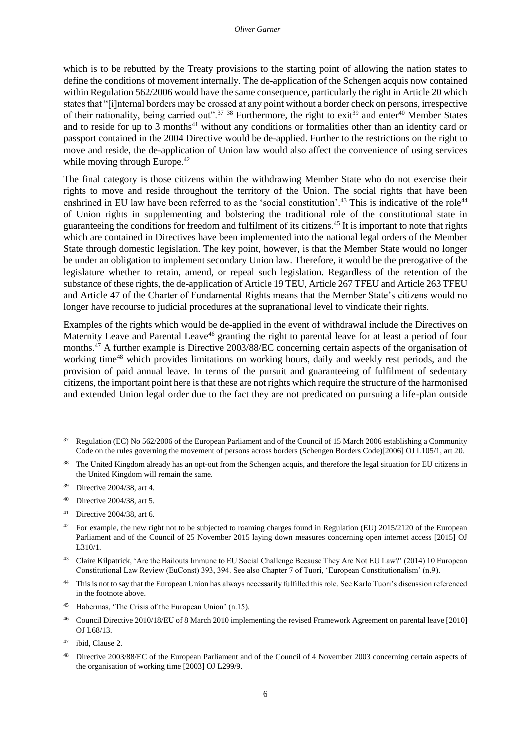which is to be rebutted by the Treaty provisions to the starting point of allowing the nation states to define the conditions of movement internally. The de-application of the Schengen acquis now contained within Regulation 562/2006 would have the same consequence, particularly the right in Article 20 which states that "[i]nternal borders may be crossed at any point without a border check on persons, irrespective of their nationality, being carried out".[37] [38] Furthermore, the right to exit[39] and enter[40] Member States and to reside for up to 3 months[41] without any conditions or formalities other than an identity card or passport contained in the 2004 Directive would be de-applied. Further to the restrictions on the right to move and reside, the de-application of Union law would also affect the convenience of using services while moving through Europe.[42]

The final category is those citizens within the withdrawing Member State who do not exercise their rights to move and reside throughout the territory of the Union. The social rights that have been enshrined in EU law have been referred to as the 'social constitution'.[43] This is indicative of the role[44] of Union rights in supplementing and bolstering the traditional role of the constitutional state in guaranteeing the conditions for freedom and fulfilment of its citizens.[45] It is important to note that rights which are contained in Directives have been implemented into the national legal orders of the Member State through domestic legislation. The key point, however, is that the Member State would no longer be under an obligation to implement secondary Union law. Therefore, it would be the prerogative of the legislature whether to retain, amend, or repeal such legislation. Regardless of the retention of the substance of these rights, the de-application of Article 19 TEU, Article 267 TFEU and Article 263 TFEU and Article 47 of the Charter of Fundamental Rights means that the Member State's citizens would no longer have recourse to judicial procedures at the supranational level to vindicate their rights.

Examples of the rights which would be de-applied in the event of withdrawal include the Directives on Maternity Leave and Parental Leave[46] granting the right to parental leave for at least a period of four months.[47] A further example is Directive 2003/88/EC concerning certain aspects of the organisation of working time[48] which provides limitations on working hours, daily and weekly rest periods, and the provision of paid annual leave. In terms of the pursuit and guaranteeing of fulfilment of sedentary citizens, the important point here is that these are not rights which require the structure of the harmonised and extended Union legal order due to the fact they are not predicated on pursuing a life-plan outside

---

[37] Regulation (EC) No 562/2006 of the European Parliament and of the Council of 15 March 2006 establishing a Community Code on the rules governing the movement of persons across borders (Schengen Borders Code)[2006] OJ L105/1, art 20.

[38] The United Kingdom already has an opt-out from the Schengen acquis, and therefore the legal situation for EU citizens in the United Kingdom will remain the same.

[39] Directive 2004/38, art 4.

[40] Directive 2004/38, art 5.

[41] Directive 2004/38, art 6.

[42] For example, the new right not to be subjected to roaming charges found in Regulation (EU) 2015/2120 of the European Parliament and of the Council of 25 November 2015 laying down measures concerning open internet access [2015] OJ L310/1.

[43] Claire Kilpatrick, 'Are the Bailouts Immune to EU Social Challenge Because They Are Not EU Law?' (2014) 10 European Constitutional Law Review (EuConst) 393, 394. See also Chapter 7 of Tuori, 'European Constitutionalism' (n.9).

[44] This is not to say that the European Union has always necessarily fulfilled this role. See Karlo Tuori's discussion referenced in the footnote above.

[45] Habermas, 'The Crisis of the European Union' (n.15).

[46] Council Directive 2010/18/EU of 8 March 2010 implementing the revised Framework Agreement on parental leave [2010] OJ L68/13.

[47] ibid, Clause 2.

[48] Directive 2003/88/EC of the European Parliament and of the Council of 4 November 2003 concerning certain aspects of the organisation of working time [2003] OJ L299/9.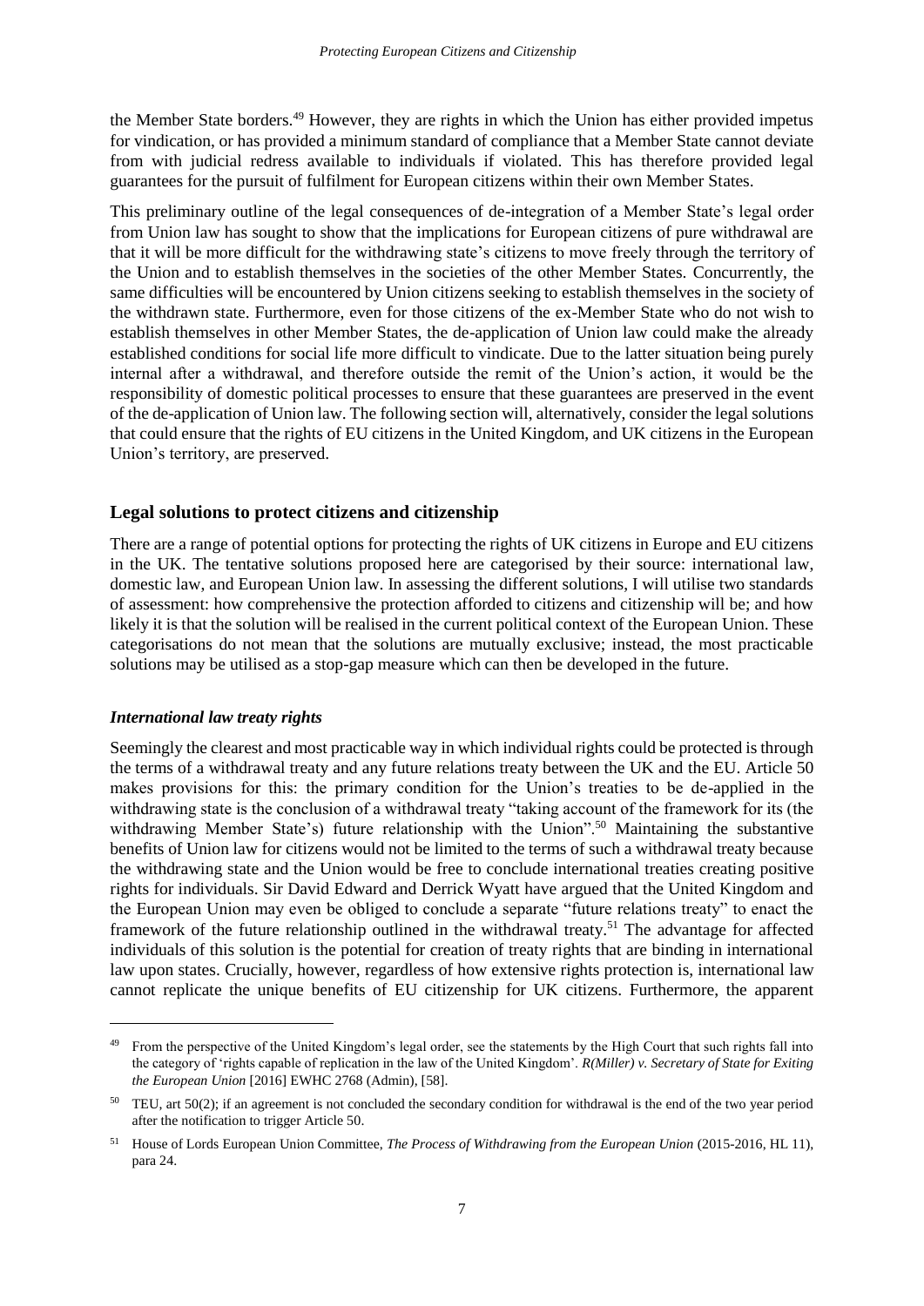the Member State borders.[49] However, they are rights in which the Union has either provided impetus for vindication, or has provided a minimum standard of compliance that a Member State cannot deviate from with judicial redress available to individuals if violated. This has therefore provided legal guarantees for the pursuit of fulfilment for European citizens within their own Member States.

This preliminary outline of the legal consequences of de-integration of a Member State's legal order from Union law has sought to show that the implications for European citizens of pure withdrawal are that it will be more difficult for the withdrawing state's citizens to move freely through the territory of the Union and to establish themselves in the societies of the other Member States. Concurrently, the same difficulties will be encountered by Union citizens seeking to establish themselves in the society of the withdrawn state. Furthermore, even for those citizens of the ex-Member State who do not wish to establish themselves in other Member States, the de-application of Union law could make the already established conditions for social life more difficult to vindicate. Due to the latter situation being purely internal after a withdrawal, and therefore outside the remit of the Union's action, it would be the responsibility of domestic political processes to ensure that these guarantees are preserved in the event of the de-application of Union law. The following section will, alternatively, consider the legal solutions that could ensure that the rights of EU citizens in the United Kingdom, and UK citizens in the European Union's territory, are preserved.

## Legal solutions to protect citizens and citizenship

There are a range of potential options for protecting the rights of UK citizens in Europe and EU citizens in the UK. The tentative solutions proposed here are categorised by their source: international law, domestic law, and European Union law. In assessing the different solutions, I will utilise two standards of assessment: how comprehensive the protection afforded to citizens and citizenship will be; and how likely it is that the solution will be realised in the current political context of the European Union. These categorisations do not mean that the solutions are mutually exclusive; instead, the most practicable solutions may be utilised as a stop-gap measure which can then be developed in the future.

### *International law treaty rights*

Seemingly the clearest and most practicable way in which individual rights could be protected is through the terms of a withdrawal treaty and any future relations treaty between the UK and the EU. Article 50 makes provisions for this: the primary condition for the Union's treaties to be de-applied in the withdrawing state is the conclusion of a withdrawal treaty "taking account of the framework for its (the withdrawing Member State's) future relationship with the Union".[50] Maintaining the substantive benefits of Union law for citizens would not be limited to the terms of such a withdrawal treaty because the withdrawing state and the Union would be free to conclude international treaties creating positive rights for individuals. Sir David Edward and Derrick Wyatt have argued that the United Kingdom and the European Union may even be obliged to conclude a separate "future relations treaty" to enact the framework of the future relationship outlined in the withdrawal treaty.[51] The advantage for affected individuals of this solution is the potential for creation of treaty rights that are binding in international law upon states. Crucially, however, regardless of how extensive rights protection is, international law cannot replicate the unique benefits of EU citizenship for UK citizens. Furthermore, the apparent

---

[49] From the perspective of the United Kingdom's legal order, see the statements by the High Court that such rights fall into the category of 'rights capable of replication in the law of the United Kingdom'. *R(Miller) v. Secretary of State for Exiting the European Union* [2016] EWHC 2768 (Admin), [58].

[50] TEU, art 50(2); if an agreement is not concluded the secondary condition for withdrawal is the end of the two year period after the notification to trigger Article 50.

[51] House of Lords European Union Committee, *The Process of Withdrawing from the European Union* (2015-2016, HL 11), para 24.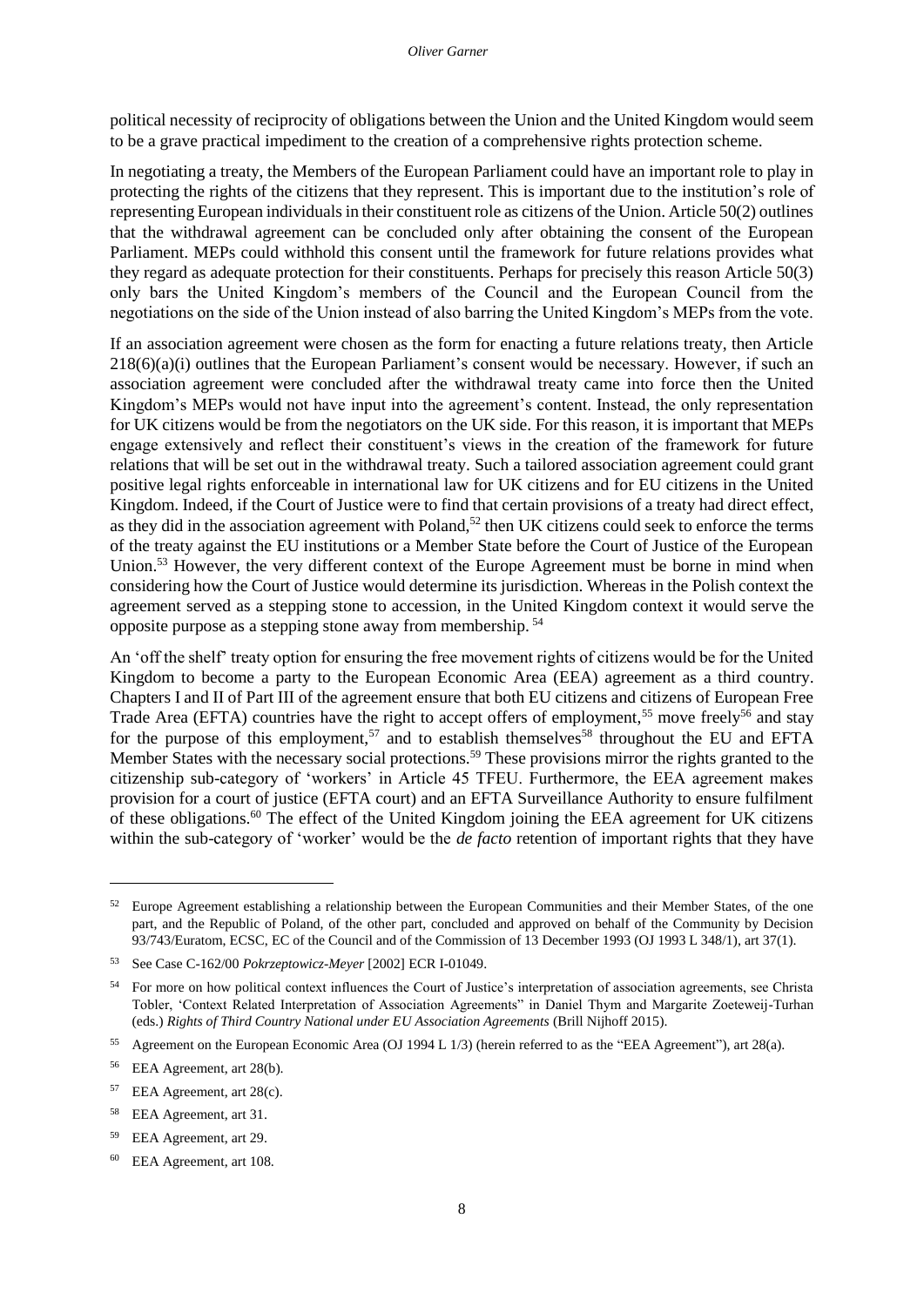political necessity of reciprocity of obligations between the Union and the United Kingdom would seem to be a grave practical impediment to the creation of a comprehensive rights protection scheme.

In negotiating a treaty, the Members of the European Parliament could have an important role to play in protecting the rights of the citizens that they represent. This is important due to the institution's role of representing European individuals in their constituent role as citizens of the Union. Article 50(2) outlines that the withdrawal agreement can be concluded only after obtaining the consent of the European Parliament. MEPs could withhold this consent until the framework for future relations provides what they regard as adequate protection for their constituents. Perhaps for precisely this reason Article 50(3) only bars the United Kingdom's members of the Council and the European Council from the negotiations on the side of the Union instead of also barring the United Kingdom's MEPs from the vote.

If an association agreement were chosen as the form for enacting a future relations treaty, then Article 218(6)(a)(i) outlines that the European Parliament's consent would be necessary. However, if such an association agreement were concluded after the withdrawal treaty came into force then the United Kingdom's MEPs would not have input into the agreement's content. Instead, the only representation for UK citizens would be from the negotiators on the UK side. For this reason, it is important that MEPs engage extensively and reflect their constituent's views in the creation of the framework for future relations that will be set out in the withdrawal treaty. Such a tailored association agreement could grant positive legal rights enforceable in international law for UK citizens and for EU citizens in the United Kingdom. Indeed, if the Court of Justice were to find that certain provisions of a treaty had direct effect, as they did in the association agreement with Poland,[52] then UK citizens could seek to enforce the terms of the treaty against the EU institutions or a Member State before the Court of Justice of the European Union.[53] However, the very different context of the Europe Agreement must be borne in mind when considering how the Court of Justice would determine its jurisdiction. Whereas in the Polish context the agreement served as a stepping stone to accession, in the United Kingdom context it would serve the opposite purpose as a stepping stone away from membership.[54]

An 'off the shelf' treaty option for ensuring the free movement rights of citizens would be for the United Kingdom to become a party to the European Economic Area (EEA) agreement as a third country. Chapters I and II of Part III of the agreement ensure that both EU citizens and citizens of European Free Trade Area (EFTA) countries have the right to accept offers of employment,[55] move freely[56] and stay for the purpose of this employment,[57] and to establish themselves[58] throughout the EU and EFTA Member States with the necessary social protections.[59] These provisions mirror the rights granted to the citizenship sub-category of 'workers' in Article 45 TFEU. Furthermore, the EEA agreement makes provision for a court of justice (EFTA court) and an EFTA Surveillance Authority to ensure fulfilment of these obligations.[60] The effect of the United Kingdom joining the EEA agreement for UK citizens within the sub-category of 'worker' would be the *de facto* retention of important rights that they have

---

[52] Europe Agreement establishing a relationship between the European Communities and their Member States, of the one part, and the Republic of Poland, of the other part, concluded and approved on behalf of the Community by Decision 93/743/Euratom, ECSC, EC of the Council and of the Commission of 13 December 1993 (OJ 1993 L 348/1), art 37(1).

[53] See Case C-162/00 *Pokrzeptowicz-Meyer* [2002] ECR I-01049.

[54] For more on how political context influences the Court of Justice's interpretation of association agreements, see Christa Tobler, 'Context Related Interpretation of Association Agreements" in Daniel Thym and Margarite Zoeteweij-Turhan (eds.) *Rights of Third Country National under EU Association Agreements* (Brill Nijhoff 2015).

[55] Agreement on the European Economic Area (OJ 1994 L 1/3) (herein referred to as the "EEA Agreement"), art 28(a).

[56] EEA Agreement, art 28(b).

[57] EEA Agreement, art 28(c).

[58] EEA Agreement, art 31.

[59] EEA Agreement, art 29.

[60] EEA Agreement, art 108.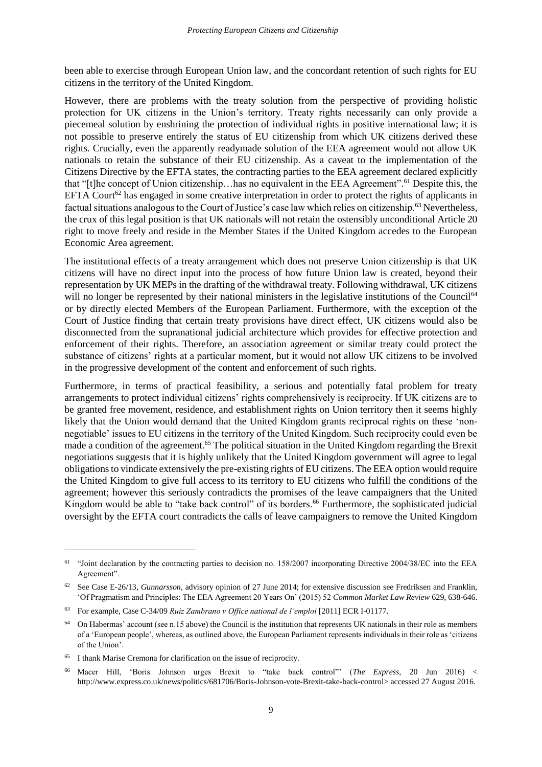been able to exercise through European Union law, and the concordant retention of such rights for EU citizens in the territory of the United Kingdom.

However, there are problems with the treaty solution from the perspective of providing holistic protection for UK citizens in the Union's territory. Treaty rights necessarily can only provide a piecemeal solution by enshrining the protection of individual rights in positive international law; it is not possible to preserve entirely the status of EU citizenship from which UK citizens derived these rights. Crucially, even the apparently readymade solution of the EEA agreement would not allow UK nationals to retain the substance of their EU citizenship. As a caveat to the implementation of the Citizens Directive by the EFTA states, the contracting parties to the EEA agreement declared explicitly that "[t]he concept of Union citizenship…has no equivalent in the EEA Agreement".[61] Despite this, the EFTA Court[62] has engaged in some creative interpretation in order to protect the rights of applicants in factual situations analogous to the Court of Justice's case law which relies on citizenship.[63] Nevertheless, the crux of this legal position is that UK nationals will not retain the ostensibly unconditional Article 20 right to move freely and reside in the Member States if the United Kingdom accedes to the European Economic Area agreement.

The institutional effects of a treaty arrangement which does not preserve Union citizenship is that UK citizens will have no direct input into the process of how future Union law is created, beyond their representation by UK MEPs in the drafting of the withdrawal treaty. Following withdrawal, UK citizens will no longer be represented by their national ministers in the legislative institutions of the Council[64] or by directly elected Members of the European Parliament. Furthermore, with the exception of the Court of Justice finding that certain treaty provisions have direct effect, UK citizens would also be disconnected from the supranational judicial architecture which provides for effective protection and enforcement of their rights. Therefore, an association agreement or similar treaty could protect the substance of citizens' rights at a particular moment, but it would not allow UK citizens to be involved in the progressive development of the content and enforcement of such rights.

Furthermore, in terms of practical feasibility, a serious and potentially fatal problem for treaty arrangements to protect individual citizens' rights comprehensively is reciprocity. If UK citizens are to be granted free movement, residence, and establishment rights on Union territory then it seems highly likely that the Union would demand that the United Kingdom grants reciprocal rights on these 'non-negotiable' issues to EU citizens in the territory of the United Kingdom. Such reciprocity could even be made a condition of the agreement.[65] The political situation in the United Kingdom regarding the Brexit negotiations suggests that it is highly unlikely that the United Kingdom government will agree to legal obligations to vindicate extensively the pre-existing rights of EU citizens. The EEA option would require the United Kingdom to give full access to its territory to EU citizens who fulfill the conditions of the agreement; however this seriously contradicts the promises of the leave campaigners that the United Kingdom would be able to "take back control" of its borders.[66] Furthermore, the sophisticated judicial oversight by the EFTA court contradicts the calls of leave campaigners to remove the United Kingdom

---

[61] "Joint declaration by the contracting parties to decision no. 158/2007 incorporating Directive 2004/38/EC into the EEA Agreement".

[62] See Case E-26/13, *Gunnarsson*, advisory opinion of 27 June 2014; for extensive discussion see Fredriksen and Franklin, 'Of Pragmatism and Principles: The EEA Agreement 20 Years On' (2015) 52 *Common Market Law Review* 629, 638-646.

[63] For example, Case C-34/09 *Ruiz Zambrano v Office national de l'emploi* [2011] ECR I-01177.

[64] On Habermas' account (see n.15 above) the Council is the institution that represents UK nationals in their role as members of a 'European people', whereas, as outlined above, the European Parliament represents individuals in their role as 'citizens of the Union'.

[65] I thank Marise Cremona for clarification on the issue of reciprocity.

[66] Macer Hill, 'Boris Johnson urges Brexit to "take back control"' (*The Express*, 20 Jun 2016) < http://www.express.co.uk/news/politics/681706/Boris-Johnson-vote-Brexit-take-back-control> accessed 27 August 2016.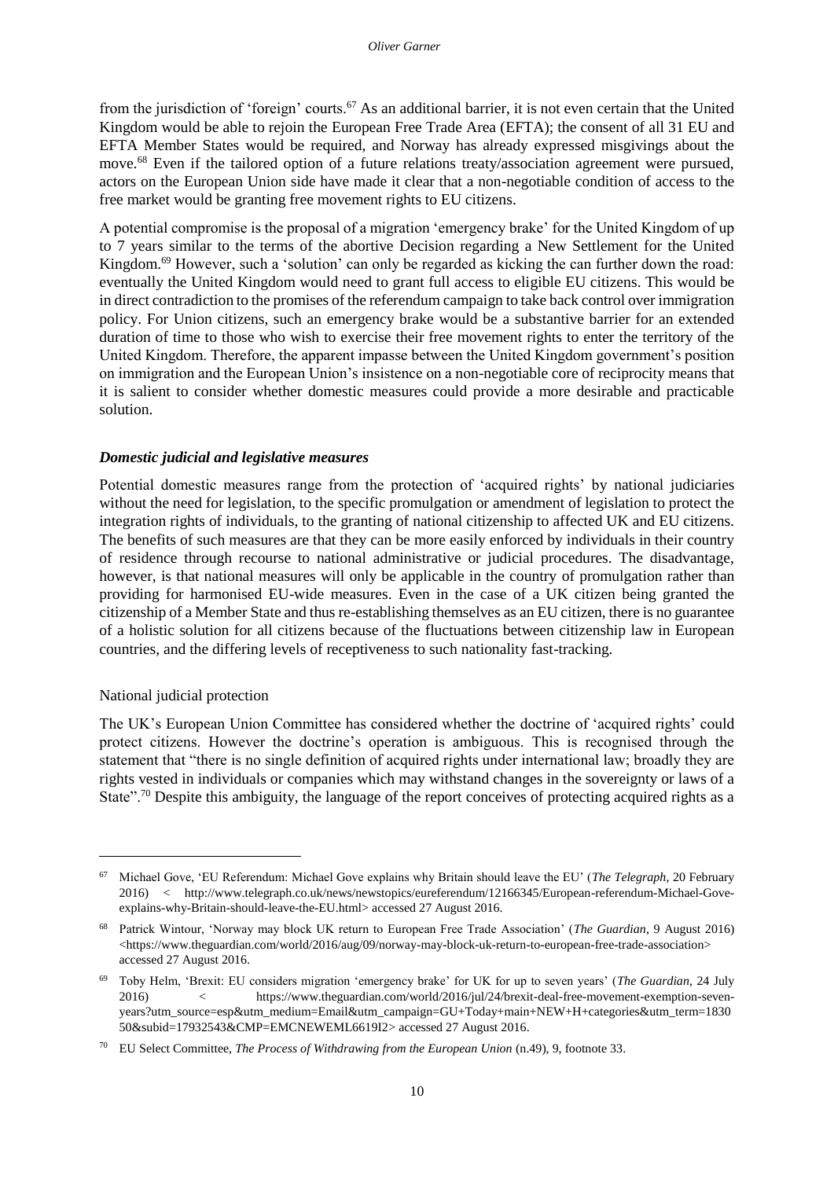from the jurisdiction of 'foreign' courts.[67] As an additional barrier, it is not even certain that the United Kingdom would be able to rejoin the European Free Trade Area (EFTA); the consent of all 31 EU and EFTA Member States would be required, and Norway has already expressed misgivings about the move.[68] Even if the tailored option of a future relations treaty/association agreement were pursued, actors on the European Union side have made it clear that a non-negotiable condition of access to the free market would be granting free movement rights to EU citizens.

A potential compromise is the proposal of a migration 'emergency brake' for the United Kingdom of up to 7 years similar to the terms of the abortive Decision regarding a New Settlement for the United Kingdom.[69] However, such a 'solution' can only be regarded as kicking the can further down the road: eventually the United Kingdom would need to grant full access to eligible EU citizens. This would be in direct contradiction to the promises of the referendum campaign to take back control over immigration policy. For Union citizens, such an emergency brake would be a substantive barrier for an extended duration of time to those who wish to exercise their free movement rights to enter the territory of the United Kingdom. Therefore, the apparent impasse between the United Kingdom government's position on immigration and the European Union's insistence on a non-negotiable core of reciprocity means that it is salient to consider whether domestic measures could provide a more desirable and practicable solution.

### *Domestic judicial and legislative measures*

Potential domestic measures range from the protection of 'acquired rights' by national judiciaries without the need for legislation, to the specific promulgation or amendment of legislation to protect the integration rights of individuals, to the granting of national citizenship to affected UK and EU citizens. The benefits of such measures are that they can be more easily enforced by individuals in their country of residence through recourse to national administrative or judicial procedures. The disadvantage, however, is that national measures will only be applicable in the country of promulgation rather than providing for harmonised EU-wide measures. Even in the case of a UK citizen being granted the citizenship of a Member State and thus re-establishing themselves as an EU citizen, there is no guarantee of a holistic solution for all citizens because of the fluctuations between citizenship law in European countries, and the differing levels of receptiveness to such nationality fast-tracking.

#### National judicial protection

The UK's European Union Committee has considered whether the doctrine of 'acquired rights' could protect citizens. However the doctrine's operation is ambiguous. This is recognised through the statement that "there is no single definition of acquired rights under international law; broadly they are rights vested in individuals or companies which may withstand changes in the sovereignty or laws of a State".[70] Despite this ambiguity, the language of the report conceives of protecting acquired rights as a

---

[67] Michael Gove, 'EU Referendum: Michael Gove explains why Britain should leave the EU' (*The Telegraph*, 20 February 2016) < http://www.telegraph.co.uk/news/newstopics/eureferendum/12166345/European-referendum-Michael-Gove-explains-why-Britain-should-leave-the-EU.html> accessed 27 August 2016.

[68] Patrick Wintour, 'Norway may block UK return to European Free Trade Association' (*The Guardian*, 9 August 2016) <https://www.theguardian.com/world/2016/aug/09/norway-may-block-uk-return-to-european-free-trade-association> accessed 27 August 2016.

[69] Toby Helm, 'Brexit: EU considers migration 'emergency brake' for UK for up to seven years' (*The Guardian*, 24 July 2016) < https://www.theguardian.com/world/2016/jul/24/brexit-deal-free-movement-exemption-seven-years?utm_source=esp&utm_medium=Email&utm_campaign=GU+Today+main+NEW+H+categories&utm_term=183050&subid=17932543&CMP=EMCNEWEML6619I2> accessed 27 August 2016.

[70] EU Select Committee, *The Process of Withdrawing from the European Union* (n.49), 9, footnote 33.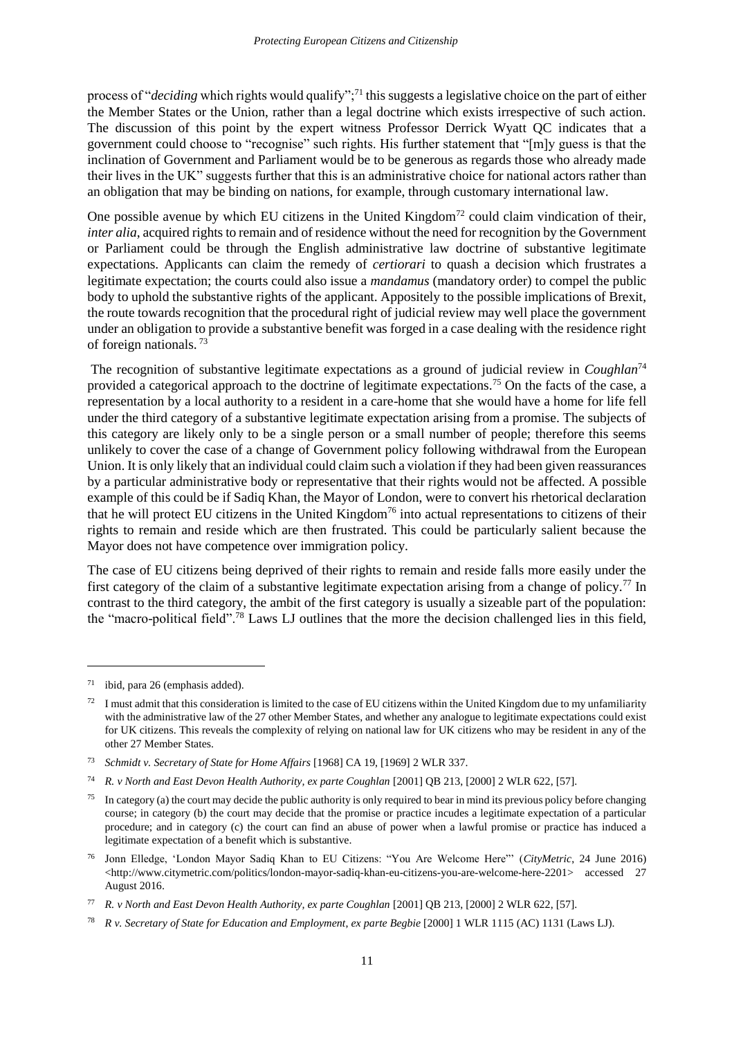process of "*deciding* which rights would qualify";[71] this suggests a legislative choice on the part of either the Member States or the Union, rather than a legal doctrine which exists irrespective of such action. The discussion of this point by the expert witness Professor Derrick Wyatt QC indicates that a government could choose to "recognise" such rights. His further statement that "[m]y guess is that the inclination of Government and Parliament would be to be generous as regards those who already made their lives in the UK" suggests further that this is an administrative choice for national actors rather than an obligation that may be binding on nations, for example, through customary international law.

One possible avenue by which EU citizens in the United Kingdom[72] could claim vindication of their, *inter alia*, acquired rights to remain and of residence without the need for recognition by the Government or Parliament could be through the English administrative law doctrine of substantive legitimate expectations. Applicants can claim the remedy of *certiorari* to quash a decision which frustrates a legitimate expectation; the courts could also issue a *mandamus* (mandatory order) to compel the public body to uphold the substantive rights of the applicant. Appositely to the possible implications of Brexit, the route towards recognition that the procedural right of judicial review may well place the government under an obligation to provide a substantive benefit was forged in a case dealing with the residence right of foreign nationals.[73]

The recognition of substantive legitimate expectations as a ground of judicial review in *Coughlan*[74] provided a categorical approach to the doctrine of legitimate expectations.[75] On the facts of the case, a representation by a local authority to a resident in a care-home that she would have a home for life fell under the third category of a substantive legitimate expectation arising from a promise. The subjects of this category are likely only to be a single person or a small number of people; therefore this seems unlikely to cover the case of a change of Government policy following withdrawal from the European Union. It is only likely that an individual could claim such a violation if they had been given reassurances by a particular administrative body or representative that their rights would not be affected. A possible example of this could be if Sadiq Khan, the Mayor of London, were to convert his rhetorical declaration that he will protect EU citizens in the United Kingdom[76] into actual representations to citizens of their rights to remain and reside which are then frustrated. This could be particularly salient because the Mayor does not have competence over immigration policy.

The case of EU citizens being deprived of their rights to remain and reside falls more easily under the first category of the claim of a substantive legitimate expectation arising from a change of policy.[77] In contrast to the third category, the ambit of the first category is usually a sizeable part of the population: the "macro-political field".[78] Laws LJ outlines that the more the decision challenged lies in this field,

---

[71] ibid, para 26 (emphasis added).

[72] I must admit that this consideration is limited to the case of EU citizens within the United Kingdom due to my unfamiliarity with the administrative law of the 27 other Member States, and whether any analogue to legitimate expectations could exist for UK citizens. This reveals the complexity of relying on national law for UK citizens who may be resident in any of the other 27 Member States.

[73] *Schmidt v. Secretary of State for Home Affairs* [1968] CA 19, [1969] 2 WLR 337.

[74] *R. v North and East Devon Health Authority, ex parte Coughlan* [2001] QB 213, [2000] 2 WLR 622, [57].

[75] In category (a) the court may decide the public authority is only required to bear in mind its previous policy before changing course; in category (b) the court may decide that the promise or practice incudes a legitimate expectation of a particular procedure; and in category (c) the court can find an abuse of power when a lawful promise or practice has induced a legitimate expectation of a benefit which is substantive.

[76] Jonn Elledge, 'London Mayor Sadiq Khan to EU Citizens: "You Are Welcome Here"' (*CityMetric*, 24 June 2016) <http://www.citymetric.com/politics/london-mayor-sadiq-khan-eu-citizens-you-are-welcome-here-2201> accessed 27 August 2016.

[77] *R. v North and East Devon Health Authority, ex parte Coughlan* [2001] QB 213, [2000] 2 WLR 622, [57].

[78] *R v. Secretary of State for Education and Employment, ex parte Begbie* [2000] 1 WLR 1115 (AC) 1131 (Laws LJ).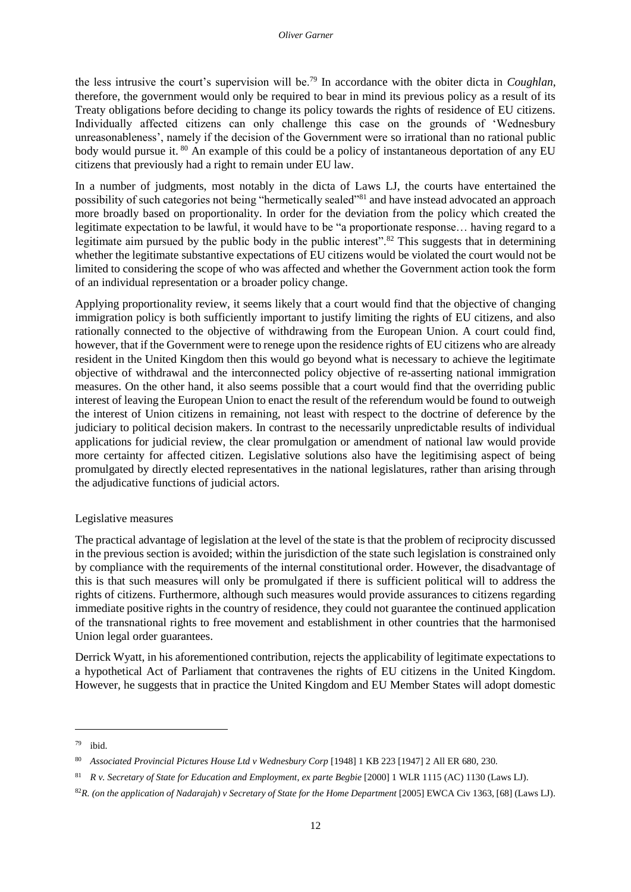the less intrusive the court's supervision will be.[79] In accordance with the obiter dicta in *Coughlan*, therefore, the government would only be required to bear in mind its previous policy as a result of its Treaty obligations before deciding to change its policy towards the rights of residence of EU citizens. Individually affected citizens can only challenge this case on the grounds of 'Wednesbury unreasonableness', namely if the decision of the Government were so irrational than no rational public body would pursue it.[80] An example of this could be a policy of instantaneous deportation of any EU citizens that previously had a right to remain under EU law.

In a number of judgments, most notably in the dicta of Laws LJ, the courts have entertained the possibility of such categories not being "hermetically sealed"[81] and have instead advocated an approach more broadly based on proportionality. In order for the deviation from the policy which created the legitimate expectation to be lawful, it would have to be "a proportionate response… having regard to a legitimate aim pursued by the public body in the public interest".[82] This suggests that in determining whether the legitimate substantive expectations of EU citizens would be violated the court would not be limited to considering the scope of who was affected and whether the Government action took the form of an individual representation or a broader policy change.

Applying proportionality review, it seems likely that a court would find that the objective of changing immigration policy is both sufficiently important to justify limiting the rights of EU citizens, and also rationally connected to the objective of withdrawing from the European Union. A court could find, however, that if the Government were to renege upon the residence rights of EU citizens who are already resident in the United Kingdom then this would go beyond what is necessary to achieve the legitimate objective of withdrawal and the interconnected policy objective of re-asserting national immigration measures. On the other hand, it also seems possible that a court would find that the overriding public interest of leaving the European Union to enact the result of the referendum would be found to outweigh the interest of Union citizens in remaining, not least with respect to the doctrine of deference by the judiciary to political decision makers. In contrast to the necessarily unpredictable results of individual applications for judicial review, the clear promulgation or amendment of national law would provide more certainty for affected citizen. Legislative solutions also have the legitimising aspect of being promulgated by directly elected representatives in the national legislatures, rather than arising through the adjudicative functions of judicial actors.

Legislative measures

The practical advantage of legislation at the level of the state is that the problem of reciprocity discussed in the previous section is avoided; within the jurisdiction of the state such legislation is constrained only by compliance with the requirements of the internal constitutional order. However, the disadvantage of this is that such measures will only be promulgated if there is sufficient political will to address the rights of citizens. Furthermore, although such measures would provide assurances to citizens regarding immediate positive rights in the country of residence, they could not guarantee the continued application of the transnational rights to free movement and establishment in other countries that the harmonised Union legal order guarantees.

Derrick Wyatt, in his aforementioned contribution, rejects the applicability of legitimate expectations to a hypothetical Act of Parliament that contravenes the rights of EU citizens in the United Kingdom. However, he suggests that in practice the United Kingdom and EU Member States will adopt domestic

---

[79] ibid.

[80] *Associated Provincial Pictures House Ltd v Wednesbury Corp* [1948] 1 KB 223 [1947] 2 All ER 680, 230.

[81] *R v. Secretary of State for Education and Employment, ex parte Begbie* [2000] 1 WLR 1115 (AC) 1130 (Laws LJ).

[82] *R. (on the application of Nadarajah) v Secretary of State for the Home Department* [2005] EWCA Civ 1363, [68] (Laws LJ).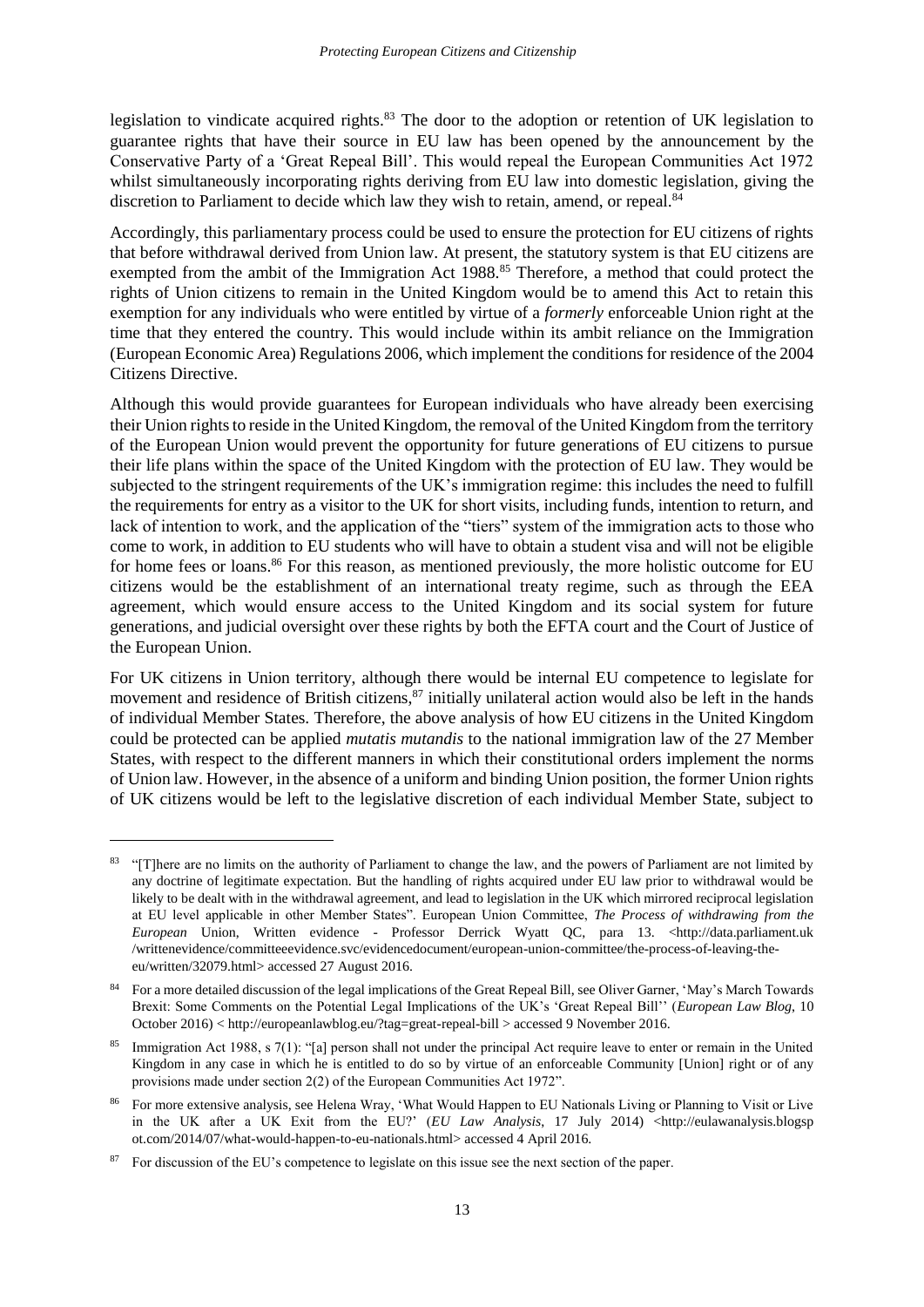legislation to vindicate acquired rights.[83] The door to the adoption or retention of UK legislation to guarantee rights that have their source in EU law has been opened by the announcement by the Conservative Party of a 'Great Repeal Bill'. This would repeal the European Communities Act 1972 whilst simultaneously incorporating rights deriving from EU law into domestic legislation, giving the discretion to Parliament to decide which law they wish to retain, amend, or repeal.[84]

Accordingly, this parliamentary process could be used to ensure the protection for EU citizens of rights that before withdrawal derived from Union law. At present, the statutory system is that EU citizens are exempted from the ambit of the Immigration Act 1988.[85] Therefore, a method that could protect the rights of Union citizens to remain in the United Kingdom would be to amend this Act to retain this exemption for any individuals who were entitled by virtue of a *formerly* enforceable Union right at the time that they entered the country. This would include within its ambit reliance on the Immigration (European Economic Area) Regulations 2006, which implement the conditions for residence of the 2004 Citizens Directive.

Although this would provide guarantees for European individuals who have already been exercising their Union rights to reside in the United Kingdom, the removal of the United Kingdom from the territory of the European Union would prevent the opportunity for future generations of EU citizens to pursue their life plans within the space of the United Kingdom with the protection of EU law. They would be subjected to the stringent requirements of the UK's immigration regime: this includes the need to fulfill the requirements for entry as a visitor to the UK for short visits, including funds, intention to return, and lack of intention to work, and the application of the "tiers" system of the immigration acts to those who come to work, in addition to EU students who will have to obtain a student visa and will not be eligible for home fees or loans.[86] For this reason, as mentioned previously, the more holistic outcome for EU citizens would be the establishment of an international treaty regime, such as through the EEA agreement, which would ensure access to the United Kingdom and its social system for future generations, and judicial oversight over these rights by both the EFTA court and the Court of Justice of the European Union.

For UK citizens in Union territory, although there would be internal EU competence to legislate for movement and residence of British citizens,[87] initially unilateral action would also be left in the hands of individual Member States. Therefore, the above analysis of how EU citizens in the United Kingdom could be protected can be applied *mutatis mutandis* to the national immigration law of the 27 Member States, with respect to the different manners in which their constitutional orders implement the norms of Union law. However, in the absence of a uniform and binding Union position, the former Union rights of UK citizens would be left to the legislative discretion of each individual Member State, subject to

---

[83] "[T]here are no limits on the authority of Parliament to change the law, and the powers of Parliament are not limited by any doctrine of legitimate expectation. But the handling of rights acquired under EU law prior to withdrawal would be likely to be dealt with in the withdrawal agreement, and lead to legislation in the UK which mirrored reciprocal legislation at EU level applicable in other Member States". European Union Committee, *The Process of withdrawing from the European* Union, Written evidence - Professor Derrick Wyatt QC, para 13. <http://data.parliament.uk /writtenevidence/committeeevidence.svc/evidencedocument/european-union-committee/the-process-of-leaving-the-eu/written/32079.html> accessed 27 August 2016.

[84] For a more detailed discussion of the legal implications of the Great Repeal Bill, see Oliver Garner, 'May's March Towards Brexit: Some Comments on the Potential Legal Implications of the UK's 'Great Repeal Bill'' (*European Law Blog*, 10 October 2016) < http://europeanlawblog.eu/?tag=great-repeal-bill > accessed 9 November 2016.

[85] Immigration Act 1988, s 7(1): "[a] person shall not under the principal Act require leave to enter or remain in the United Kingdom in any case in which he is entitled to do so by virtue of an enforceable Community [Union] right or of any provisions made under section 2(2) of the European Communities Act 1972".

[86] For more extensive analysis, see Helena Wray, 'What Would Happen to EU Nationals Living or Planning to Visit or Live in the UK after a UK Exit from the EU?' (*EU Law Analysis*, 17 July 2014) <http://eulawanalysis.blogspot.com/2014/07/what-would-happen-to-eu-nationals.html> accessed 4 April 2016.

[87] For discussion of the EU's competence to legislate on this issue see the next section of the paper.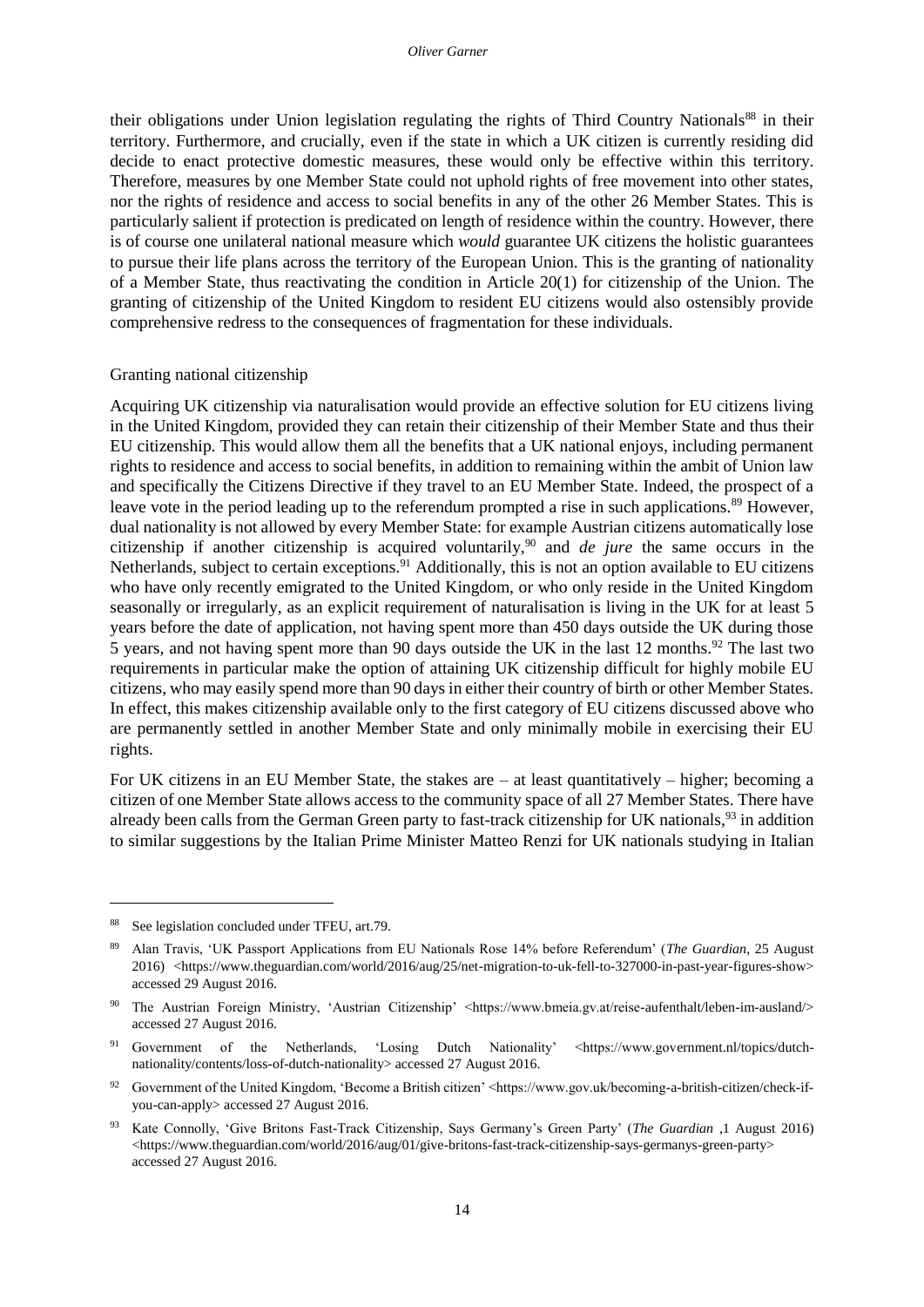their obligations under Union legislation regulating the rights of Third Country Nationals[88] in their territory. Furthermore, and crucially, even if the state in which a UK citizen is currently residing did decide to enact protective domestic measures, these would only be effective within this territory. Therefore, measures by one Member State could not uphold rights of free movement into other states, nor the rights of residence and access to social benefits in any of the other 26 Member States. This is particularly salient if protection is predicated on length of residence within the country. However, there is of course one unilateral national measure which *would* guarantee UK citizens the holistic guarantees to pursue their life plans across the territory of the European Union. This is the granting of nationality of a Member State, thus reactivating the condition in Article 20(1) for citizenship of the Union. The granting of citizenship of the United Kingdom to resident EU citizens would also ostensibly provide comprehensive redress to the consequences of fragmentation for these individuals.

## Granting national citizenship

Acquiring UK citizenship via naturalisation would provide an effective solution for EU citizens living in the United Kingdom, provided they can retain their citizenship of their Member State and thus their EU citizenship. This would allow them all the benefits that a UK national enjoys, including permanent rights to residence and access to social benefits, in addition to remaining within the ambit of Union law and specifically the Citizens Directive if they travel to an EU Member State. Indeed, the prospect of a leave vote in the period leading up to the referendum prompted a rise in such applications.[89] However, dual nationality is not allowed by every Member State: for example Austrian citizens automatically lose citizenship if another citizenship is acquired voluntarily,[90] and *de jure* the same occurs in the Netherlands, subject to certain exceptions.[91] Additionally, this is not an option available to EU citizens who have only recently emigrated to the United Kingdom, or who only reside in the United Kingdom seasonally or irregularly, as an explicit requirement of naturalisation is living in the UK for at least 5 years before the date of application, not having spent more than 450 days outside the UK during those 5 years, and not having spent more than 90 days outside the UK in the last 12 months.[92] The last two requirements in particular make the option of attaining UK citizenship difficult for highly mobile EU citizens, who may easily spend more than 90 days in either their country of birth or other Member States. In effect, this makes citizenship available only to the first category of EU citizens discussed above who are permanently settled in another Member State and only minimally mobile in exercising their EU rights.

For UK citizens in an EU Member State, the stakes are – at least quantitatively – higher; becoming a citizen of one Member State allows access to the community space of all 27 Member States. There have already been calls from the German Green party to fast-track citizenship for UK nationals,[93] in addition to similar suggestions by the Italian Prime Minister Matteo Renzi for UK nationals studying in Italian

---

[88] See legislation concluded under TFEU, art.79.

[89] Alan Travis, 'UK Passport Applications from EU Nationals Rose 14% before Referendum' (*The Guardian*, 25 August 2016) <https://www.theguardian.com/world/2016/aug/25/net-migration-to-uk-fell-to-327000-in-past-year-figures-show> accessed 29 August 2016.

[90] The Austrian Foreign Ministry, 'Austrian Citizenship' <https://www.bmeia.gv.at/reise-aufenthalt/leben-im-ausland/> accessed 27 August 2016.

[91] Government of the Netherlands, 'Losing Dutch Nationality' <https://www.government.nl/topics/dutch-nationality/contents/loss-of-dutch-nationality> accessed 27 August 2016.

[92] Government of the United Kingdom, 'Become a British citizen' <https://www.gov.uk/becoming-a-british-citizen/check-if-you-can-apply> accessed 27 August 2016.

[93] Kate Connolly, 'Give Britons Fast-Track Citizenship, Says Germany's Green Party' (*The Guardian* ,1 August 2016) <https://www.theguardian.com/world/2016/aug/01/give-britons-fast-track-citizenship-says-germanys-green-party> accessed 27 August 2016.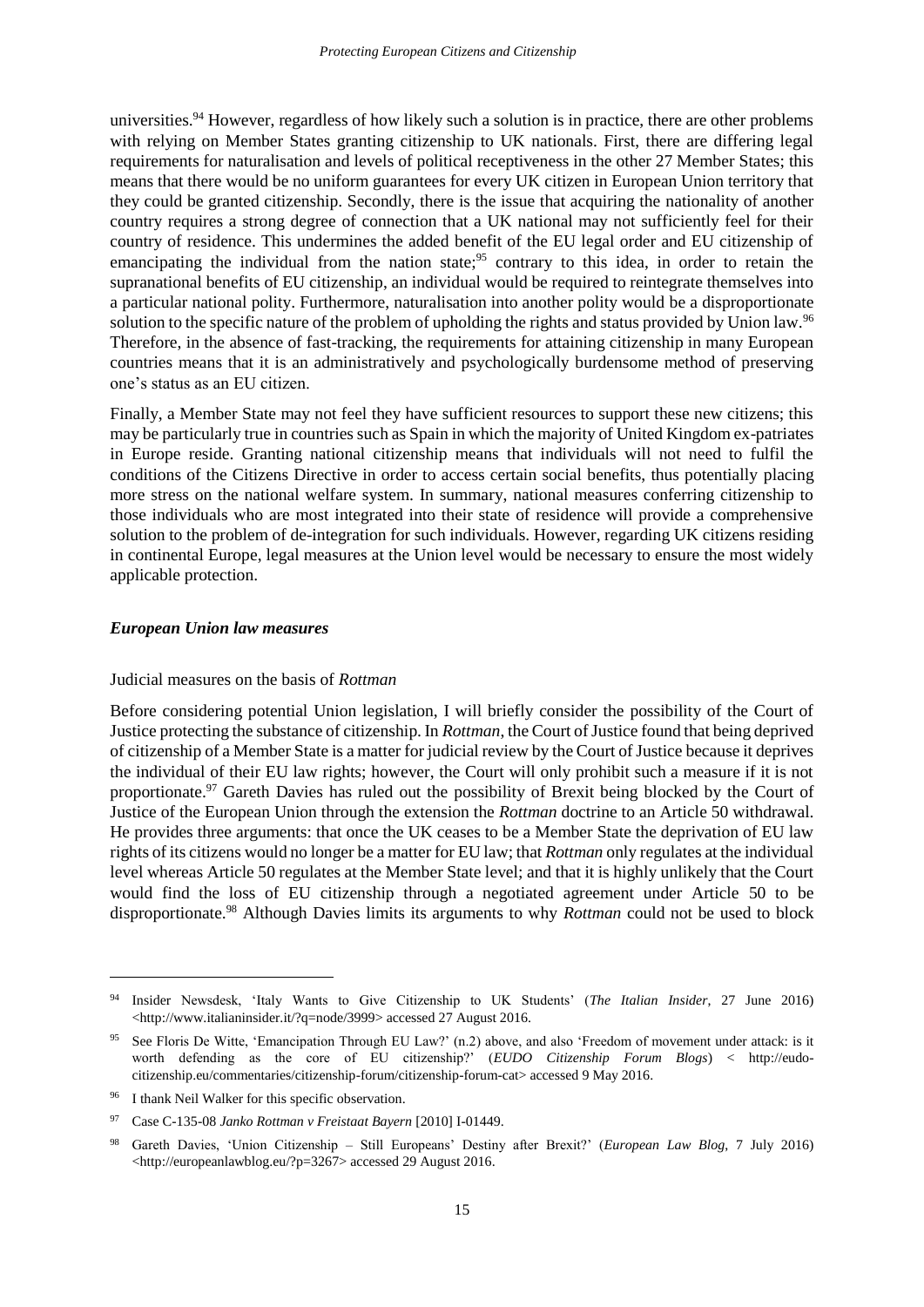universities.[94] However, regardless of how likely such a solution is in practice, there are other problems with relying on Member States granting citizenship to UK nationals. First, there are differing legal requirements for naturalisation and levels of political receptiveness in the other 27 Member States; this means that there would be no uniform guarantees for every UK citizen in European Union territory that they could be granted citizenship. Secondly, there is the issue that acquiring the nationality of another country requires a strong degree of connection that a UK national may not sufficiently feel for their country of residence. This undermines the added benefit of the EU legal order and EU citizenship of emancipating the individual from the nation state;[95] contrary to this idea, in order to retain the supranational benefits of EU citizenship, an individual would be required to reintegrate themselves into a particular national polity. Furthermore, naturalisation into another polity would be a disproportionate solution to the specific nature of the problem of upholding the rights and status provided by Union law.[96] Therefore, in the absence of fast-tracking, the requirements for attaining citizenship in many European countries means that it is an administratively and psychologically burdensome method of preserving one's status as an EU citizen.

Finally, a Member State may not feel they have sufficient resources to support these new citizens; this may be particularly true in countries such as Spain in which the majority of United Kingdom ex-patriates in Europe reside. Granting national citizenship means that individuals will not need to fulfil the conditions of the Citizens Directive in order to access certain social benefits, thus potentially placing more stress on the national welfare system. In summary, national measures conferring citizenship to those individuals who are most integrated into their state of residence will provide a comprehensive solution to the problem of de-integration for such individuals. However, regarding UK citizens residing in continental Europe, legal measures at the Union level would be necessary to ensure the most widely applicable protection.

### *European Union law measures*

#### Judicial measures on the basis of *Rottman*

Before considering potential Union legislation, I will briefly consider the possibility of the Court of Justice protecting the substance of citizenship. In *Rottman,* the Court of Justice found that being deprived of citizenship of a Member State is a matter for judicial review by the Court of Justice because it deprives the individual of their EU law rights; however, the Court will only prohibit such a measure if it is not proportionate.[97] Gareth Davies has ruled out the possibility of Brexit being blocked by the Court of Justice of the European Union through the extension the *Rottman* doctrine to an Article 50 withdrawal. He provides three arguments: that once the UK ceases to be a Member State the deprivation of EU law rights of its citizens would no longer be a matter for EU law; that *Rottman* only regulates at the individual level whereas Article 50 regulates at the Member State level; and that it is highly unlikely that the Court would find the loss of EU citizenship through a negotiated agreement under Article 50 to be disproportionate.[98] Although Davies limits its arguments to why *Rottman* could not be used to block

---

[94] Insider Newsdesk, 'Italy Wants to Give Citizenship to UK Students' (*The Italian Insider*, 27 June 2016) <http://www.italianinsider.it/?q=node/3999> accessed 27 August 2016.

[95] See Floris De Witte, 'Emancipation Through EU Law?' (n.2) above, and also 'Freedom of movement under attack: is it worth defending as the core of EU citizenship?' (*EUDO Citizenship Forum Blogs*) < http://eudo-citizenship.eu/commentaries/citizenship-forum/citizenship-forum-cat> accessed 9 May 2016.

[96] I thank Neil Walker for this specific observation.

[97] Case C-135-08 *Janko Rottman v Freistaat Bayern* [2010] I-01449.

[98] Gareth Davies, 'Union Citizenship – Still Europeans' Destiny after Brexit?' (*European Law Blog*, 7 July 2016) <http://europeanlawblog.eu/?p=3267> accessed 29 August 2016.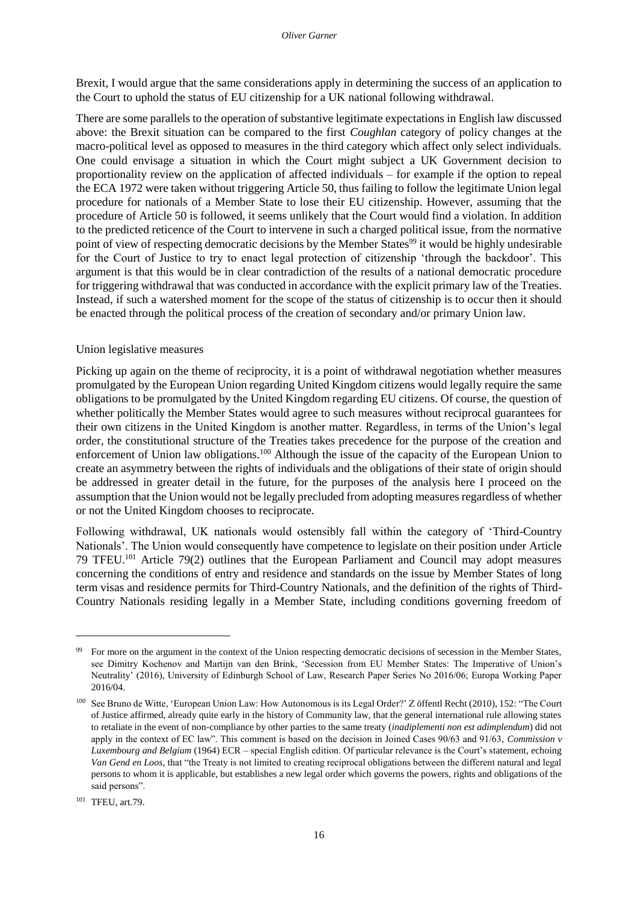Brexit, I would argue that the same considerations apply in determining the success of an application to the Court to uphold the status of EU citizenship for a UK national following withdrawal.

There are some parallels to the operation of substantive legitimate expectations in English law discussed above: the Brexit situation can be compared to the first *Coughlan* category of policy changes at the macro-political level as opposed to measures in the third category which affect only select individuals. One could envisage a situation in which the Court might subject a UK Government decision to proportionality review on the application of affected individuals – for example if the option to repeal the ECA 1972 were taken without triggering Article 50, thus failing to follow the legitimate Union legal procedure for nationals of a Member State to lose their EU citizenship. However, assuming that the procedure of Article 50 is followed, it seems unlikely that the Court would find a violation. In addition to the predicted reticence of the Court to intervene in such a charged political issue, from the normative point of view of respecting democratic decisions by the Member States[99] it would be highly undesirable for the Court of Justice to try to enact legal protection of citizenship 'through the backdoor'. This argument is that this would be in clear contradiction of the results of a national democratic procedure for triggering withdrawal that was conducted in accordance with the explicit primary law of the Treaties. Instead, if such a watershed moment for the scope of the status of citizenship is to occur then it should be enacted through the political process of the creation of secondary and/or primary Union law.

### Union legislative measures

Picking up again on the theme of reciprocity, it is a point of withdrawal negotiation whether measures promulgated by the European Union regarding United Kingdom citizens would legally require the same obligations to be promulgated by the United Kingdom regarding EU citizens. Of course, the question of whether politically the Member States would agree to such measures without reciprocal guarantees for their own citizens in the United Kingdom is another matter. Regardless, in terms of the Union's legal order, the constitutional structure of the Treaties takes precedence for the purpose of the creation and enforcement of Union law obligations.[100] Although the issue of the capacity of the European Union to create an asymmetry between the rights of individuals and the obligations of their state of origin should be addressed in greater detail in the future, for the purposes of the analysis here I proceed on the assumption that the Union would not be legally precluded from adopting measures regardless of whether or not the United Kingdom chooses to reciprocate.

Following withdrawal, UK nationals would ostensibly fall within the category of 'Third-Country Nationals'. The Union would consequently have competence to legislate on their position under Article 79 TFEU.[101] Article 79(2) outlines that the European Parliament and Council may adopt measures concerning the conditions of entry and residence and standards on the issue by Member States of long term visas and residence permits for Third-Country Nationals, and the definition of the rights of Third-Country Nationals residing legally in a Member State, including conditions governing freedom of

---

[99] For more on the argument in the context of the Union respecting democratic decisions of secession in the Member States, see Dimitry Kochenov and Martijn van den Brink, 'Secession from EU Member States: The Imperative of Union's Neutrality' (2016), University of Edinburgh School of Law, Research Paper Series No 2016/06; Europa Working Paper 2016/04.

[100] See Bruno de Witte, 'European Union Law: How Autonomous is its Legal Order?' Z öffentl Recht (2010), 152: "The Court of Justice affirmed, already quite early in the history of Community law, that the general international rule allowing states to retaliate in the event of non-compliance by other parties to the same treaty (*inadiplementi non est adimplendum*) did not apply in the context of EC law". This comment is based on the decision in Joined Cases 90/63 and 91/63, *Commission v Luxembourg and Belgium* (1964) ECR – special English edition. Of particular relevance is the Court's statement, echoing *Van Gend en Loos*, that "the Treaty is not limited to creating reciprocal obligations between the different natural and legal persons to whom it is applicable, but establishes a new legal order which governs the powers, rights and obligations of the said persons".

[101] TFEU, art.79.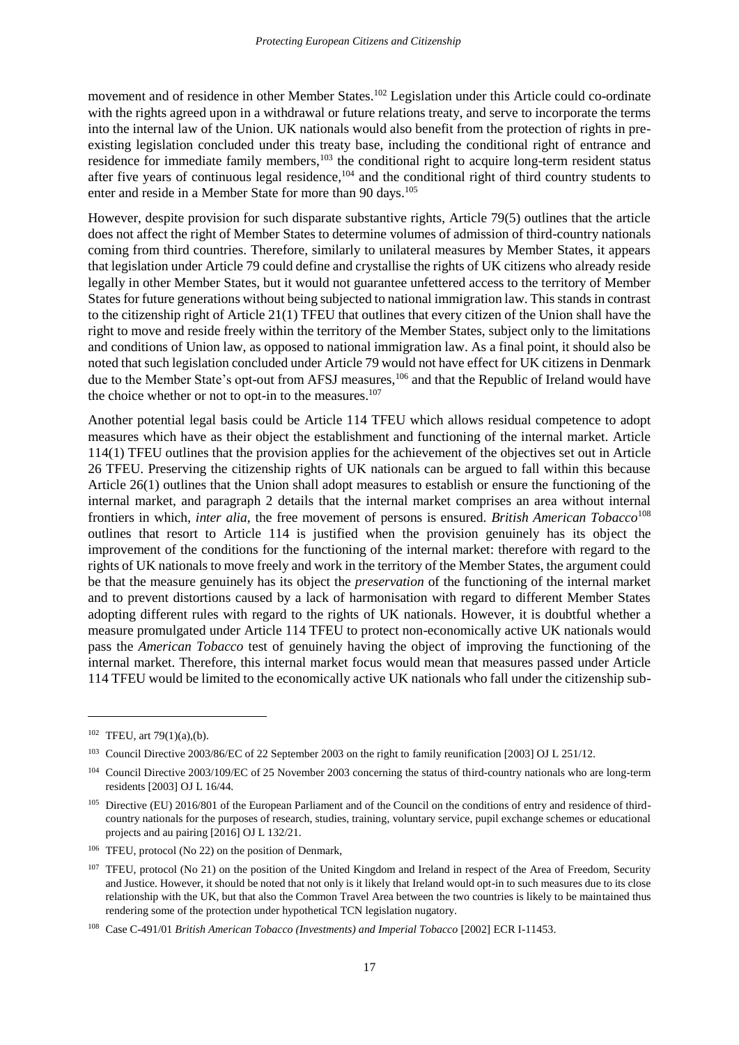movement and of residence in other Member States.[102] Legislation under this Article could co-ordinate with the rights agreed upon in a withdrawal or future relations treaty, and serve to incorporate the terms into the internal law of the Union. UK nationals would also benefit from the protection of rights in pre-existing legislation concluded under this treaty base, including the conditional right of entrance and residence for immediate family members,[103] the conditional right to acquire long-term resident status after five years of continuous legal residence,[104] and the conditional right of third country students to enter and reside in a Member State for more than 90 days.[105]

However, despite provision for such disparate substantive rights, Article 79(5) outlines that the article does not affect the right of Member States to determine volumes of admission of third-country nationals coming from third countries. Therefore, similarly to unilateral measures by Member States, it appears that legislation under Article 79 could define and crystallise the rights of UK citizens who already reside legally in other Member States, but it would not guarantee unfettered access to the territory of Member States for future generations without being subjected to national immigration law. This stands in contrast to the citizenship right of Article 21(1) TFEU that outlines that every citizen of the Union shall have the right to move and reside freely within the territory of the Member States, subject only to the limitations and conditions of Union law, as opposed to national immigration law. As a final point, it should also be noted that such legislation concluded under Article 79 would not have effect for UK citizens in Denmark due to the Member State's opt-out from AFSJ measures,[106] and that the Republic of Ireland would have the choice whether or not to opt-in to the measures.[107]

Another potential legal basis could be Article 114 TFEU which allows residual competence to adopt measures which have as their object the establishment and functioning of the internal market. Article 114(1) TFEU outlines that the provision applies for the achievement of the objectives set out in Article 26 TFEU. Preserving the citizenship rights of UK nationals can be argued to fall within this because Article 26(1) outlines that the Union shall adopt measures to establish or ensure the functioning of the internal market, and paragraph 2 details that the internal market comprises an area without internal frontiers in which, *inter alia*, the free movement of persons is ensured. *British American Tobacco*[108] outlines that resort to Article 114 is justified when the provision genuinely has its object the improvement of the conditions for the functioning of the internal market: therefore with regard to the rights of UK nationals to move freely and work in the territory of the Member States, the argument could be that the measure genuinely has its object the *preservation* of the functioning of the internal market and to prevent distortions caused by a lack of harmonisation with regard to different Member States adopting different rules with regard to the rights of UK nationals. However, it is doubtful whether a measure promulgated under Article 114 TFEU to protect non-economically active UK nationals would pass the *American Tobacco* test of genuinely having the object of improving the functioning of the internal market. Therefore, this internal market focus would mean that measures passed under Article 114 TFEU would be limited to the economically active UK nationals who fall under the citizenship sub-

---

[102] TFEU, art 79(1)(a),(b).

[103] Council Directive 2003/86/EC of 22 September 2003 on the right to family reunification [2003] OJ L 251/12.

[104] Council Directive 2003/109/EC of 25 November 2003 concerning the status of third-country nationals who are long-term residents [2003] OJ L 16/44.

[105] Directive (EU) 2016/801 of the European Parliament and of the Council on the conditions of entry and residence of third-country nationals for the purposes of research, studies, training, voluntary service, pupil exchange schemes or educational projects and au pairing [2016] OJ L 132/21.

[106] TFEU, protocol (No 22) on the position of Denmark,

[107] TFEU, protocol (No 21) on the position of the United Kingdom and Ireland in respect of the Area of Freedom, Security and Justice. However, it should be noted that not only is it likely that Ireland would opt-in to such measures due to its close relationship with the UK, but that also the Common Travel Area between the two countries is likely to be maintained thus rendering some of the protection under hypothetical TCN legislation nugatory.

[108] Case C-491/01 *British American Tobacco (Investments) and Imperial Tobacco* [2002] ECR I-11453.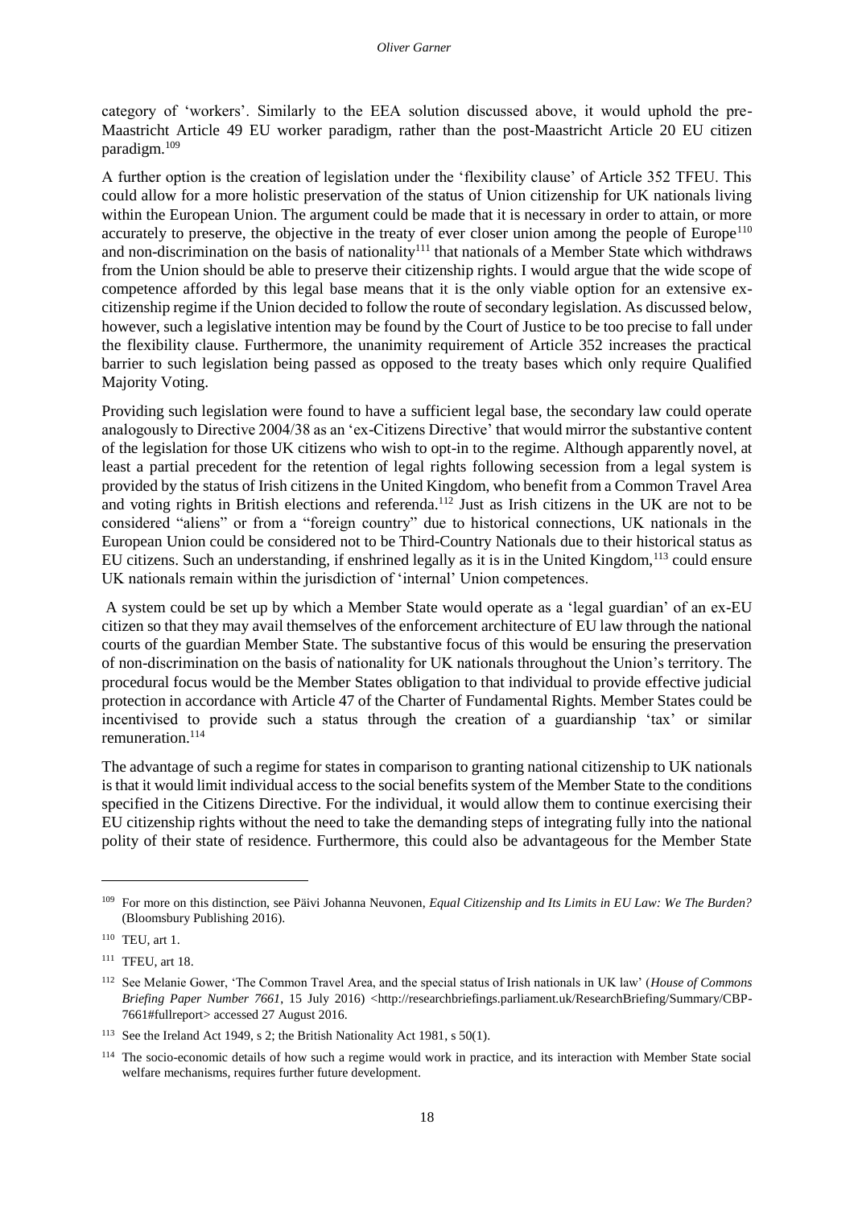category of 'workers'. Similarly to the EEA solution discussed above, it would uphold the pre-Maastricht Article 49 EU worker paradigm, rather than the post-Maastricht Article 20 EU citizen paradigm.[109]

A further option is the creation of legislation under the 'flexibility clause' of Article 352 TFEU. This could allow for a more holistic preservation of the status of Union citizenship for UK nationals living within the European Union. The argument could be made that it is necessary in order to attain, or more accurately to preserve, the objective in the treaty of ever closer union among the people of Europe[110] and non-discrimination on the basis of nationality[111] that nationals of a Member State which withdraws from the Union should be able to preserve their citizenship rights. I would argue that the wide scope of competence afforded by this legal base means that it is the only viable option for an extensive ex-citizenship regime if the Union decided to follow the route of secondary legislation. As discussed below, however, such a legislative intention may be found by the Court of Justice to be too precise to fall under the flexibility clause. Furthermore, the unanimity requirement of Article 352 increases the practical barrier to such legislation being passed as opposed to the treaty bases which only require Qualified Majority Voting.

Providing such legislation were found to have a sufficient legal base, the secondary law could operate analogously to Directive 2004/38 as an 'ex-Citizens Directive' that would mirror the substantive content of the legislation for those UK citizens who wish to opt-in to the regime. Although apparently novel, at least a partial precedent for the retention of legal rights following secession from a legal system is provided by the status of Irish citizens in the United Kingdom, who benefit from a Common Travel Area and voting rights in British elections and referenda.[112] Just as Irish citizens in the UK are not to be considered "aliens" or from a "foreign country" due to historical connections, UK nationals in the European Union could be considered not to be Third-Country Nationals due to their historical status as EU citizens. Such an understanding, if enshrined legally as it is in the United Kingdom,[113] could ensure UK nationals remain within the jurisdiction of 'internal' Union competences.

A system could be set up by which a Member State would operate as a 'legal guardian' of an ex-EU citizen so that they may avail themselves of the enforcement architecture of EU law through the national courts of the guardian Member State. The substantive focus of this would be ensuring the preservation of non-discrimination on the basis of nationality for UK nationals throughout the Union's territory. The procedural focus would be the Member States obligation to that individual to provide effective judicial protection in accordance with Article 47 of the Charter of Fundamental Rights. Member States could be incentivised to provide such a status through the creation of a guardianship 'tax' or similar remuneration.[114]

The advantage of such a regime for states in comparison to granting national citizenship to UK nationals is that it would limit individual access to the social benefits system of the Member State to the conditions specified in the Citizens Directive. For the individual, it would allow them to continue exercising their EU citizenship rights without the need to take the demanding steps of integrating fully into the national polity of their state of residence. Furthermore, this could also be advantageous for the Member State

---

[109] For more on this distinction, see Päivi Johanna Neuvonen, *Equal Citizenship and Its Limits in EU Law: We The Burden?* (Bloomsbury Publishing 2016).

[110] TEU, art 1.

[111] TFEU, art 18.

[112] See Melanie Gower, 'The Common Travel Area, and the special status of Irish nationals in UK law' (*House of Commons Briefing Paper Number 7661*, 15 July 2016) <http://researchbriefings.parliament.uk/ResearchBriefing/Summary/CBP-7661#fullreport> accessed 27 August 2016.

[113] See the Ireland Act 1949, s 2; the British Nationality Act 1981, s 50(1).

[114] The socio-economic details of how such a regime would work in practice, and its interaction with Member State social welfare mechanisms, requires further future development.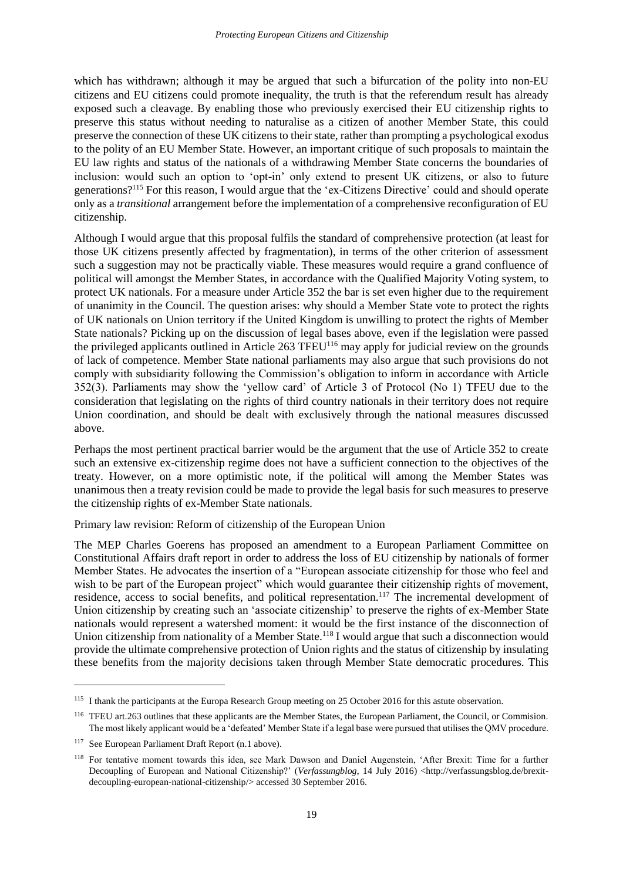which has withdrawn; although it may be argued that such a bifurcation of the polity into non-EU citizens and EU citizens could promote inequality, the truth is that the referendum result has already exposed such a cleavage. By enabling those who previously exercised their EU citizenship rights to preserve this status without needing to naturalise as a citizen of another Member State, this could preserve the connection of these UK citizens to their state, rather than prompting a psychological exodus to the polity of an EU Member State. However, an important critique of such proposals to maintain the EU law rights and status of the nationals of a withdrawing Member State concerns the boundaries of inclusion: would such an option to 'opt-in' only extend to present UK citizens, or also to future generations?[115] For this reason, I would argue that the 'ex-Citizens Directive' could and should operate only as a *transitional* arrangement before the implementation of a comprehensive reconfiguration of EU citizenship.

Although I would argue that this proposal fulfils the standard of comprehensive protection (at least for those UK citizens presently affected by fragmentation), in terms of the other criterion of assessment such a suggestion may not be practically viable. These measures would require a grand confluence of political will amongst the Member States, in accordance with the Qualified Majority Voting system, to protect UK nationals. For a measure under Article 352 the bar is set even higher due to the requirement of unanimity in the Council. The question arises: why should a Member State vote to protect the rights of UK nationals on Union territory if the United Kingdom is unwilling to protect the rights of Member State nationals? Picking up on the discussion of legal bases above, even if the legislation were passed the privileged applicants outlined in Article 263 TFEU[116] may apply for judicial review on the grounds of lack of competence. Member State national parliaments may also argue that such provisions do not comply with subsidiarity following the Commission's obligation to inform in accordance with Article 352(3). Parliaments may show the 'yellow card' of Article 3 of Protocol (No 1) TFEU due to the consideration that legislating on the rights of third country nationals in their territory does not require Union coordination, and should be dealt with exclusively through the national measures discussed above.

Perhaps the most pertinent practical barrier would be the argument that the use of Article 352 to create such an extensive ex-citizenship regime does not have a sufficient connection to the objectives of the treaty. However, on a more optimistic note, if the political will among the Member States was unanimous then a treaty revision could be made to provide the legal basis for such measures to preserve the citizenship rights of ex-Member State nationals.

Primary law revision: Reform of citizenship of the European Union

The MEP Charles Goerens has proposed an amendment to a European Parliament Committee on Constitutional Affairs draft report in order to address the loss of EU citizenship by nationals of former Member States. He advocates the insertion of a "European associate citizenship for those who feel and wish to be part of the European project" which would guarantee their citizenship rights of movement, residence, access to social benefits, and political representation.[117] The incremental development of Union citizenship by creating such an 'associate citizenship' to preserve the rights of ex-Member State nationals would represent a watershed moment: it would be the first instance of the disconnection of Union citizenship from nationality of a Member State.[118] I would argue that such a disconnection would provide the ultimate comprehensive protection of Union rights and the status of citizenship by insulating these benefits from the majority decisions taken through Member State democratic procedures. This

---

[115] I thank the participants at the Europa Research Group meeting on 25 October 2016 for this astute observation.

[116] TFEU art.263 outlines that these applicants are the Member States, the European Parliament, the Council, or Commision. The most likely applicant would be a 'defeated' Member State if a legal base were pursued that utilises the QMV procedure.

[117] See European Parliament Draft Report (n.1 above).

[118] For tentative moment towards this idea, see Mark Dawson and Daniel Augenstein, 'After Brexit: Time for a further Decoupling of European and National Citizenship?' (*Verfassungblog*, 14 July 2016) <http://verfassungsblog.de/brexit-decoupling-european-national-citizenship/> accessed 30 September 2016.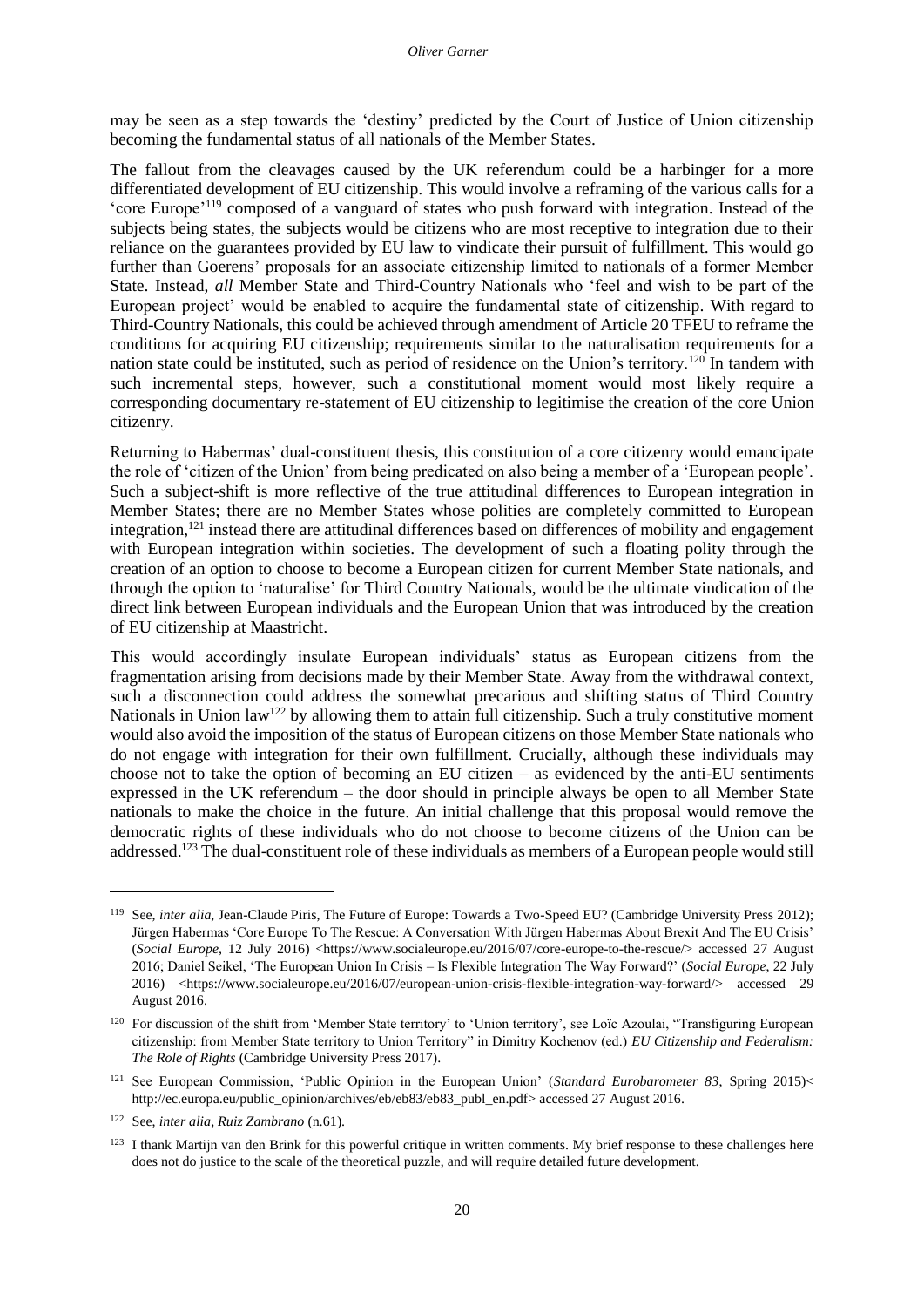may be seen as a step towards the 'destiny' predicted by the Court of Justice of Union citizenship becoming the fundamental status of all nationals of the Member States.

The fallout from the cleavages caused by the UK referendum could be a harbinger for a more differentiated development of EU citizenship. This would involve a reframing of the various calls for a 'core Europe'[119] composed of a vanguard of states who push forward with integration. Instead of the subjects being states, the subjects would be citizens who are most receptive to integration due to their reliance on the guarantees provided by EU law to vindicate their pursuit of fulfillment. This would go further than Goerens' proposals for an associate citizenship limited to nationals of a former Member State. Instead, *all* Member State and Third-Country Nationals who 'feel and wish to be part of the European project' would be enabled to acquire the fundamental state of citizenship. With regard to Third-Country Nationals, this could be achieved through amendment of Article 20 TFEU to reframe the conditions for acquiring EU citizenship; requirements similar to the naturalisation requirements for a nation state could be instituted, such as period of residence on the Union's territory.[120] In tandem with such incremental steps, however, such a constitutional moment would most likely require a corresponding documentary re-statement of EU citizenship to legitimise the creation of the core Union citizenry.

Returning to Habermas' dual-constituent thesis, this constitution of a core citizenry would emancipate the role of 'citizen of the Union' from being predicated on also being a member of a 'European people'. Such a subject-shift is more reflective of the true attitudinal differences to European integration in Member States; there are no Member States whose polities are completely committed to European integration,[121] instead there are attitudinal differences based on differences of mobility and engagement with European integration within societies. The development of such a floating polity through the creation of an option to choose to become a European citizen for current Member State nationals, and through the option to 'naturalise' for Third Country Nationals, would be the ultimate vindication of the direct link between European individuals and the European Union that was introduced by the creation of EU citizenship at Maastricht.

This would accordingly insulate European individuals' status as European citizens from the fragmentation arising from decisions made by their Member State. Away from the withdrawal context, such a disconnection could address the somewhat precarious and shifting status of Third Country Nationals in Union law[122] by allowing them to attain full citizenship. Such a truly constitutive moment would also avoid the imposition of the status of European citizens on those Member State nationals who do not engage with integration for their own fulfillment. Crucially, although these individuals may choose not to take the option of becoming an EU citizen – as evidenced by the anti-EU sentiments expressed in the UK referendum – the door should in principle always be open to all Member State nationals to make the choice in the future. An initial challenge that this proposal would remove the democratic rights of these individuals who do not choose to become citizens of the Union can be addressed.[123] The dual-constituent role of these individuals as members of a European people would still

---

[119] See, *inter alia*, Jean-Claude Piris, The Future of Europe: Towards a Two-Speed EU? (Cambridge University Press 2012); Jürgen Habermas 'Core Europe To The Rescue: A Conversation With Jürgen Habermas About Brexit And The EU Crisis' (*Social Europe*, 12 July 2016) <https://www.socialeurope.eu/2016/07/core-europe-to-the-rescue/> accessed 27 August 2016; Daniel Seikel, 'The European Union In Crisis – Is Flexible Integration The Way Forward?' (*Social Europe*, 22 July 2016) <https://www.socialeurope.eu/2016/07/european-union-crisis-flexible-integration-way-forward/> accessed 29 August 2016.

[120] For discussion of the shift from 'Member State territory' to 'Union territory', see Loïc Azoulai, "Transfiguring European citizenship: from Member State territory to Union Territory" in Dimitry Kochenov (ed.) *EU Citizenship and Federalism: The Role of Rights* (Cambridge University Press 2017).

[121] See European Commission, 'Public Opinion in the European Union' (*Standard Eurobarometer 83*, Spring 2015)< http://ec.europa.eu/public_opinion/archives/eb/eb83/eb83_publ_en.pdf> accessed 27 August 2016.

[122] See, *inter alia*, *Ruiz Zambrano* (n.61).

[123] I thank Martijn van den Brink for this powerful critique in written comments. My brief response to these challenges here does not do justice to the scale of the theoretical puzzle, and will require detailed future development.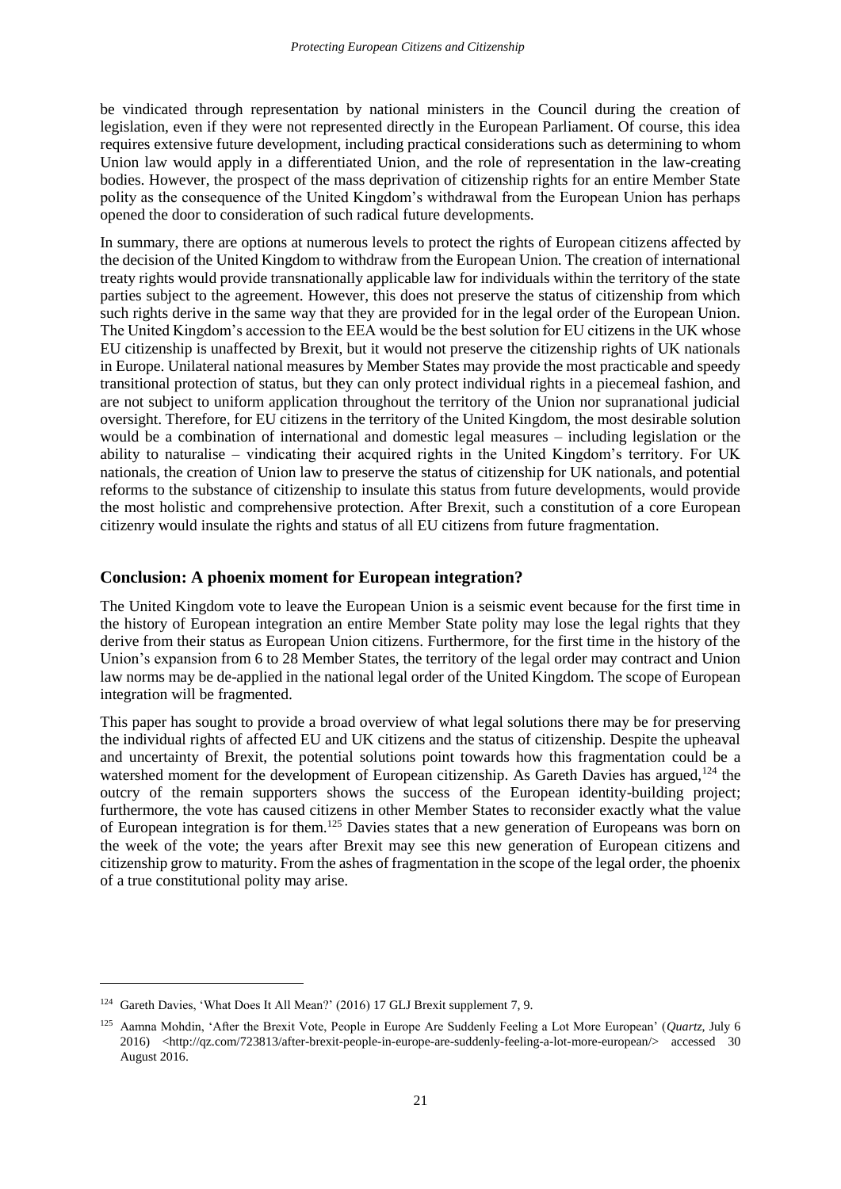be vindicated through representation by national ministers in the Council during the creation of legislation, even if they were not represented directly in the European Parliament. Of course, this idea requires extensive future development, including practical considerations such as determining to whom Union law would apply in a differentiated Union, and the role of representation in the law-creating bodies. However, the prospect of the mass deprivation of citizenship rights for an entire Member State polity as the consequence of the United Kingdom's withdrawal from the European Union has perhaps opened the door to consideration of such radical future developments.

In summary, there are options at numerous levels to protect the rights of European citizens affected by the decision of the United Kingdom to withdraw from the European Union. The creation of international treaty rights would provide transnationally applicable law for individuals within the territory of the state parties subject to the agreement. However, this does not preserve the status of citizenship from which such rights derive in the same way that they are provided for in the legal order of the European Union. The United Kingdom's accession to the EEA would be the best solution for EU citizens in the UK whose EU citizenship is unaffected by Brexit, but it would not preserve the citizenship rights of UK nationals in Europe. Unilateral national measures by Member States may provide the most practicable and speedy transitional protection of status, but they can only protect individual rights in a piecemeal fashion, and are not subject to uniform application throughout the territory of the Union nor supranational judicial oversight. Therefore, for EU citizens in the territory of the United Kingdom, the most desirable solution would be a combination of international and domestic legal measures – including legislation or the ability to naturalise – vindicating their acquired rights in the United Kingdom's territory. For UK nationals, the creation of Union law to preserve the status of citizenship for UK nationals, and potential reforms to the substance of citizenship to insulate this status from future developments, would provide the most holistic and comprehensive protection. After Brexit, such a constitution of a core European citizenry would insulate the rights and status of all EU citizens from future fragmentation.

## Conclusion: A phoenix moment for European integration?

The United Kingdom vote to leave the European Union is a seismic event because for the first time in the history of European integration an entire Member State polity may lose the legal rights that they derive from their status as European Union citizens. Furthermore, for the first time in the history of the Union's expansion from 6 to 28 Member States, the territory of the legal order may contract and Union law norms may be de-applied in the national legal order of the United Kingdom. The scope of European integration will be fragmented.

This paper has sought to provide a broad overview of what legal solutions there may be for preserving the individual rights of affected EU and UK citizens and the status of citizenship. Despite the upheaval and uncertainty of Brexit, the potential solutions point towards how this fragmentation could be a watershed moment for the development of European citizenship. As Gareth Davies has argued,[124] the outcry of the remain supporters shows the success of the European identity-building project; furthermore, the vote has caused citizens in other Member States to reconsider exactly what the value of European integration is for them.[125] Davies states that a new generation of Europeans was born on the week of the vote; the years after Brexit may see this new generation of European citizens and citizenship grow to maturity. From the ashes of fragmentation in the scope of the legal order, the phoenix of a true constitutional polity may arise.

[124] Gareth Davies, 'What Does It All Mean?' (2016) 17 GLJ Brexit supplement 7, 9.

[125] Aamna Mohdin, 'After the Brexit Vote, People in Europe Are Suddenly Feeling a Lot More European' (*Quartz*, July 6 2016) <http://qz.com/723813/after-brexit-people-in-europe-are-suddenly-feeling-a-lot-more-european/> accessed 30 August 2016.